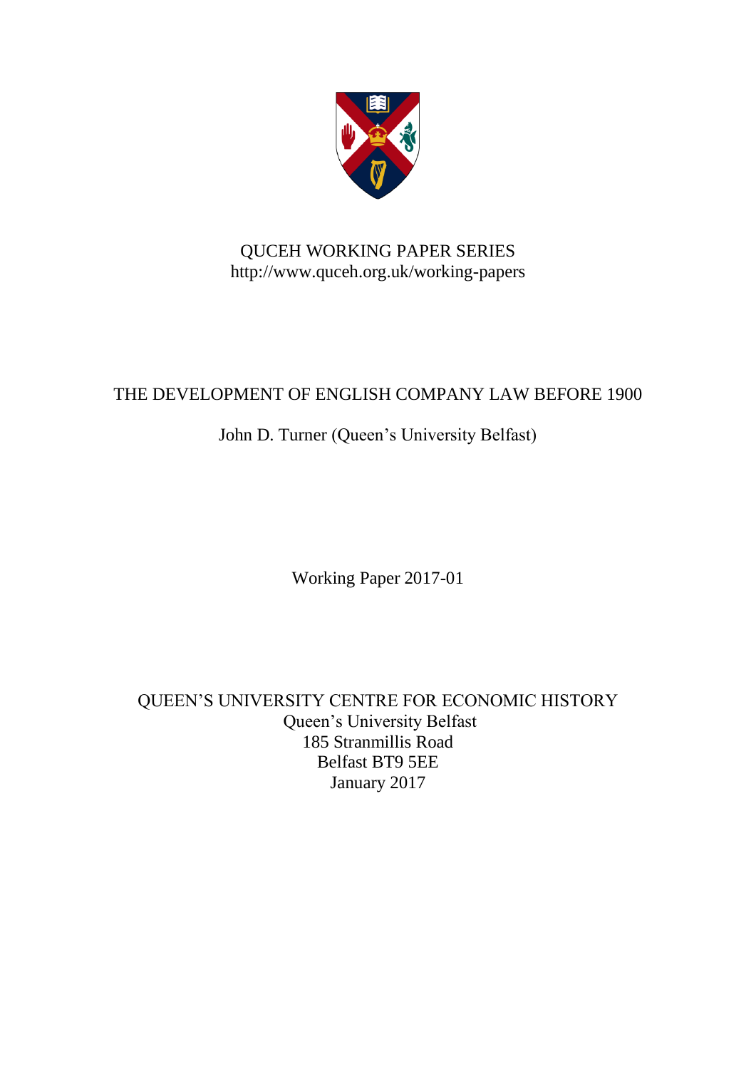QUCEH WORKING PAPER SERIES
http://www.quceh.org.uk/working-papers

# THE DEVELOPMENT OF ENGLISH COMPANY LAW BEFORE 1900

John D. Turner (Queen's University Belfast)

Working Paper 2017-01

QUEEN'S UNIVERSITY CENTRE FOR ECONOMIC HISTORY
Queen's University Belfast
185 Stranmillis Road
Belfast BT9 5EE
January 2017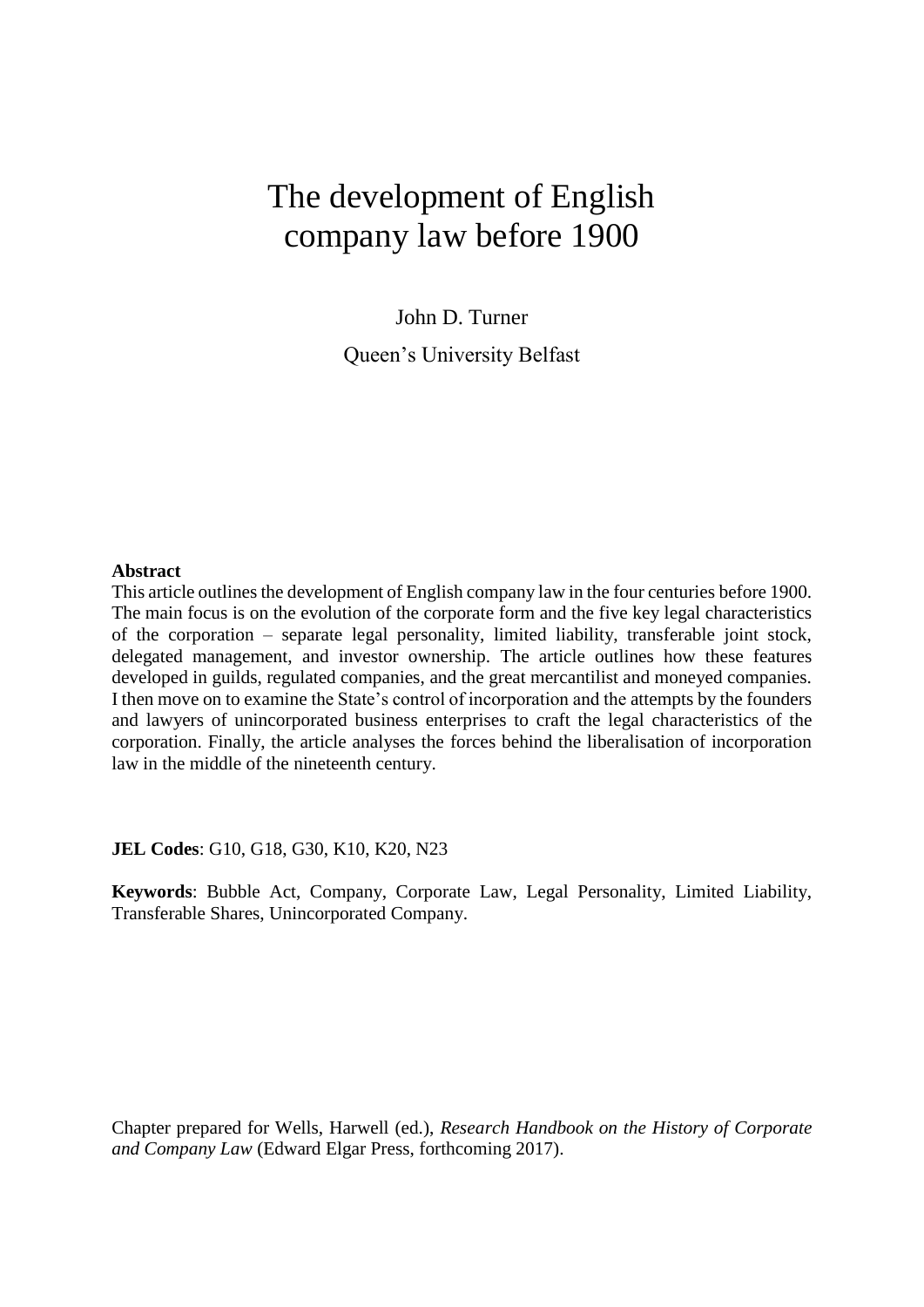# The development of English company law before 1900

John D. Turner

Queen's University Belfast

**Abstract**

This article outlines the development of English company law in the four centuries before 1900. The main focus is on the evolution of the corporate form and the five key legal characteristics of the corporation – separate legal personality, limited liability, transferable joint stock, delegated management, and investor ownership. The article outlines how these features developed in guilds, regulated companies, and the great mercantilist and moneyed companies. I then move on to examine the State's control of incorporation and the attempts by the founders and lawyers of unincorporated business enterprises to craft the legal characteristics of the corporation. Finally, the article analyses the forces behind the liberalisation of incorporation law in the middle of the nineteenth century.

**JEL Codes**: G10, G18, G30, K10, K20, N23

**Keywords**: Bubble Act, Company, Corporate Law, Legal Personality, Limited Liability, Transferable Shares, Unincorporated Company.

Chapter prepared for Wells, Harwell (ed.), *Research Handbook on the History of Corporate and Company Law* (Edward Elgar Press, forthcoming 2017).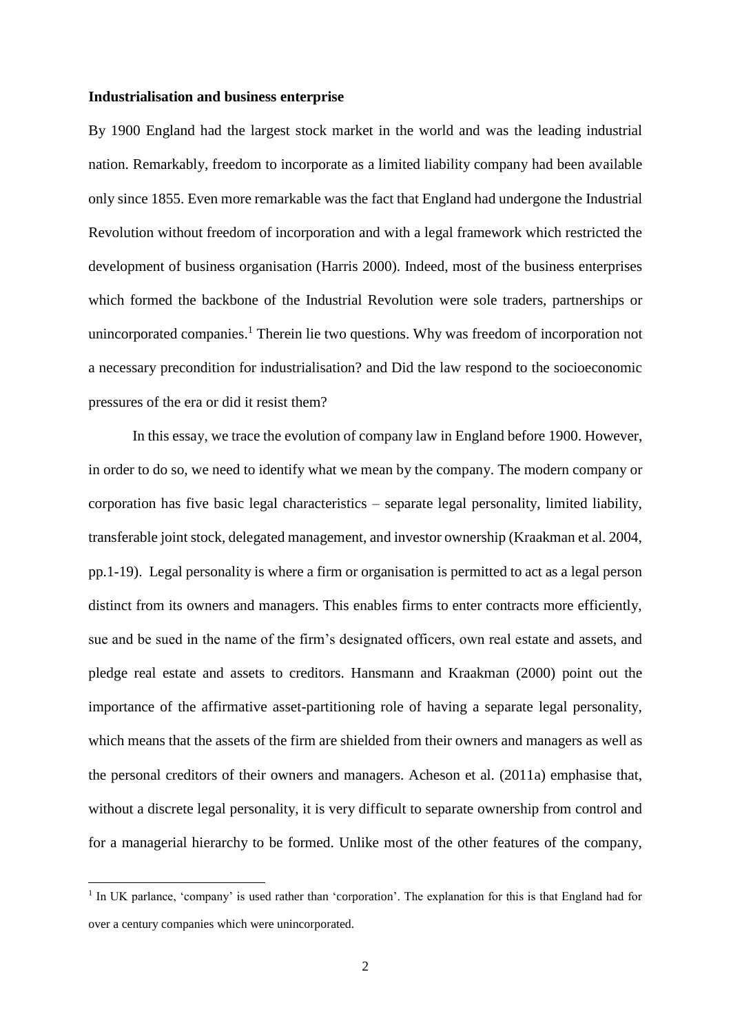**Industrialisation and business enterprise**

By 1900 England had the largest stock market in the world and was the leading industrial nation. Remarkably, freedom to incorporate as a limited liability company had been available only since 1855. Even more remarkable was the fact that England had undergone the Industrial Revolution without freedom of incorporation and with a legal framework which restricted the development of business organisation (Harris 2000). Indeed, most of the business enterprises which formed the backbone of the Industrial Revolution were sole traders, partnerships or unincorporated companies.[1] Therein lie two questions. Why was freedom of incorporation not a necessary precondition for industrialisation? and Did the law respond to the socioeconomic pressures of the era or did it resist them?

In this essay, we trace the evolution of company law in England before 1900. However, in order to do so, we need to identify what we mean by the company. The modern company or corporation has five basic legal characteristics – separate legal personality, limited liability, transferable joint stock, delegated management, and investor ownership (Kraakman et al. 2004, pp.1-19). Legal personality is where a firm or organisation is permitted to act as a legal person distinct from its owners and managers. This enables firms to enter contracts more efficiently, sue and be sued in the name of the firm's designated officers, own real estate and assets, and pledge real estate and assets to creditors. Hansmann and Kraakman (2000) point out the importance of the affirmative asset-partitioning role of having a separate legal personality, which means that the assets of the firm are shielded from their owners and managers as well as the personal creditors of their owners and managers. Acheson et al. (2011a) emphasise that, without a discrete legal personality, it is very difficult to separate ownership from control and for a managerial hierarchy to be formed. Unlike most of the other features of the company,

[1] In UK parlance, 'company' is used rather than 'corporation'. The explanation for this is that England had for over a century companies which were unincorporated.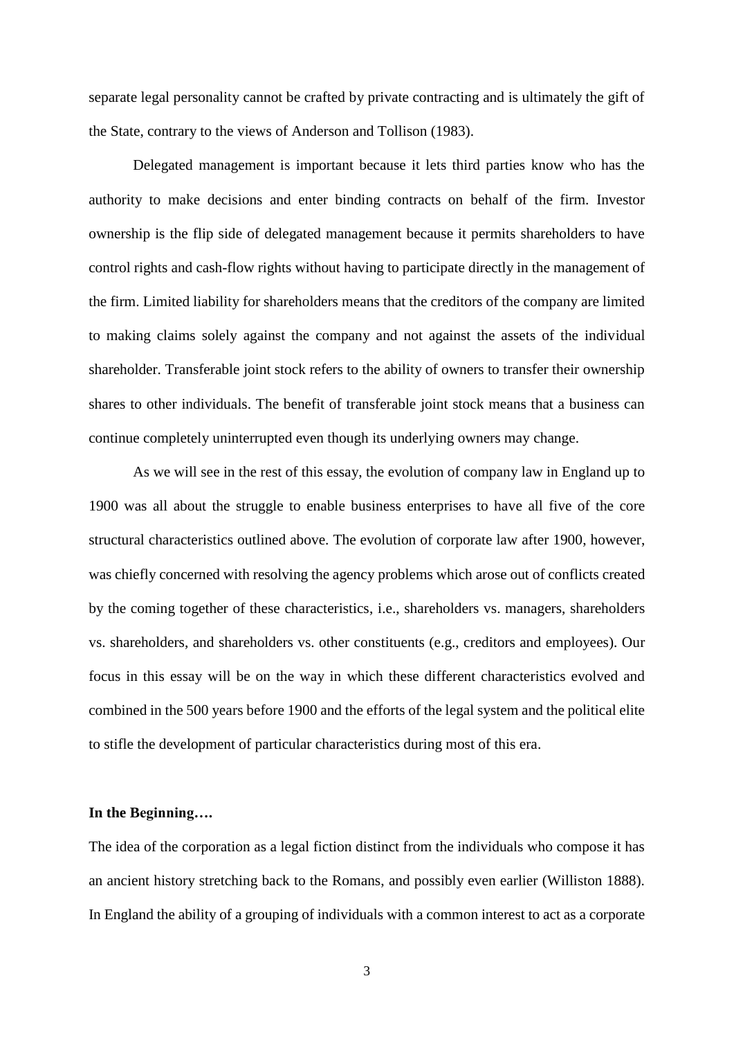separate legal personality cannot be crafted by private contracting and is ultimately the gift of the State, contrary to the views of Anderson and Tollison (1983).

Delegated management is important because it lets third parties know who has the authority to make decisions and enter binding contracts on behalf of the firm. Investor ownership is the flip side of delegated management because it permits shareholders to have control rights and cash-flow rights without having to participate directly in the management of the firm. Limited liability for shareholders means that the creditors of the company are limited to making claims solely against the company and not against the assets of the individual shareholder. Transferable joint stock refers to the ability of owners to transfer their ownership shares to other individuals. The benefit of transferable joint stock means that a business can continue completely uninterrupted even though its underlying owners may change.

As we will see in the rest of this essay, the evolution of company law in England up to 1900 was all about the struggle to enable business enterprises to have all five of the core structural characteristics outlined above. The evolution of corporate law after 1900, however, was chiefly concerned with resolving the agency problems which arose out of conflicts created by the coming together of these characteristics, i.e., shareholders vs. managers, shareholders vs. shareholders, and shareholders vs. other constituents (e.g., creditors and employees). Our focus in this essay will be on the way in which these different characteristics evolved and combined in the 500 years before 1900 and the efforts of the legal system and the political elite to stifle the development of particular characteristics during most of this era.

**In the Beginning….**

The idea of the corporation as a legal fiction distinct from the individuals who compose it has an ancient history stretching back to the Romans, and possibly even earlier (Williston 1888). In England the ability of a grouping of individuals with a common interest to act as a corporate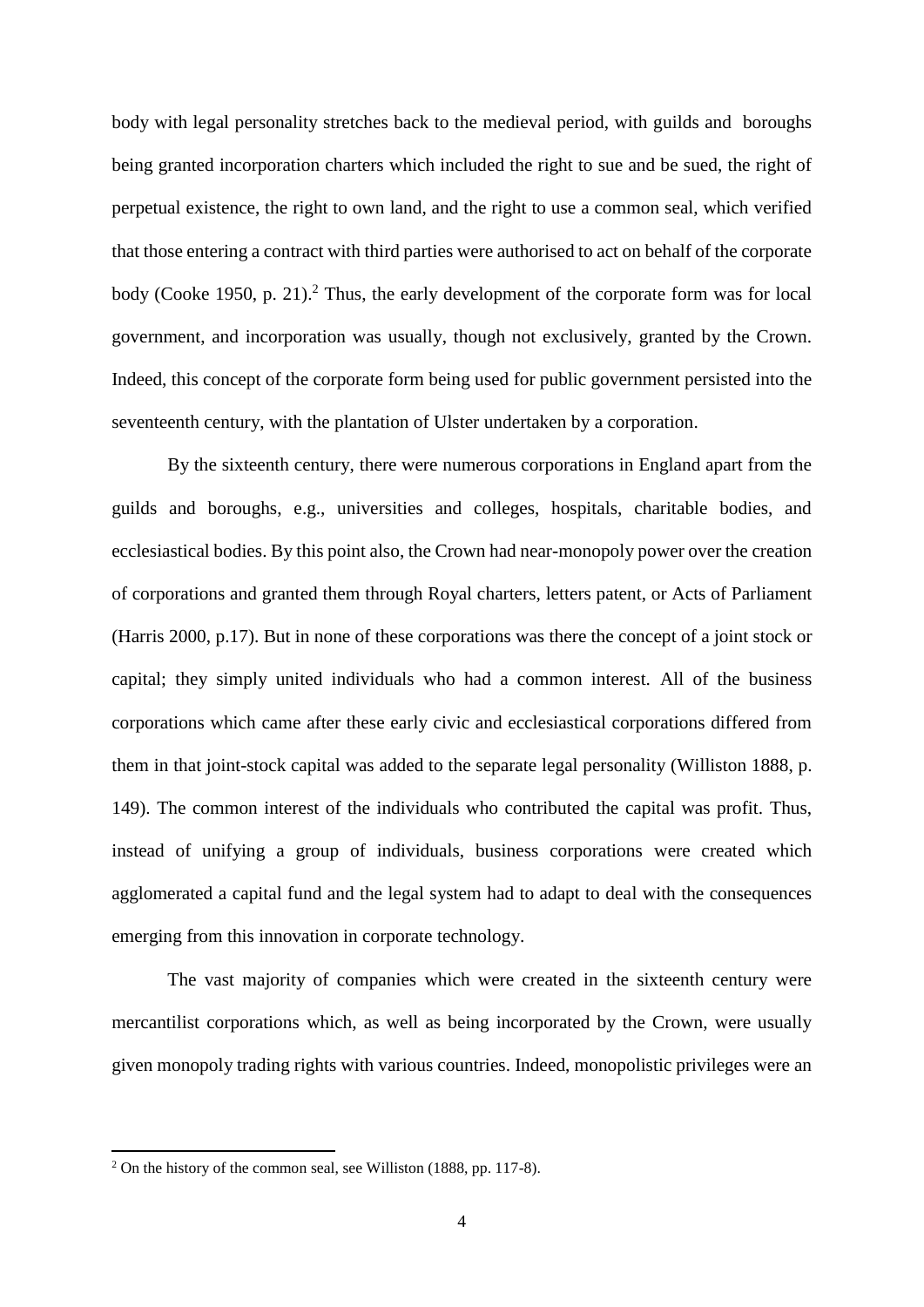body with legal personality stretches back to the medieval period, with guilds and boroughs being granted incorporation charters which included the right to sue and be sued, the right of perpetual existence, the right to own land, and the right to use a common seal, which verified that those entering a contract with third parties were authorised to act on behalf of the corporate body (Cooke 1950, p. 21).[2] Thus, the early development of the corporate form was for local government, and incorporation was usually, though not exclusively, granted by the Crown. Indeed, this concept of the corporate form being used for public government persisted into the seventeenth century, with the plantation of Ulster undertaken by a corporation.

By the sixteenth century, there were numerous corporations in England apart from the guilds and boroughs, e.g., universities and colleges, hospitals, charitable bodies, and ecclesiastical bodies. By this point also, the Crown had near-monopoly power over the creation of corporations and granted them through Royal charters, letters patent, or Acts of Parliament (Harris 2000, p.17). But in none of these corporations was there the concept of a joint stock or capital; they simply united individuals who had a common interest. All of the business corporations which came after these early civic and ecclesiastical corporations differed from them in that joint-stock capital was added to the separate legal personality (Williston 1888, p. 149). The common interest of the individuals who contributed the capital was profit. Thus, instead of unifying a group of individuals, business corporations were created which agglomerated a capital fund and the legal system had to adapt to deal with the consequences emerging from this innovation in corporate technology.

The vast majority of companies which were created in the sixteenth century were mercantilist corporations which, as well as being incorporated by the Crown, were usually given monopoly trading rights with various countries. Indeed, monopolistic privileges were an

[2] On the history of the common seal, see Williston (1888, pp. 117-8).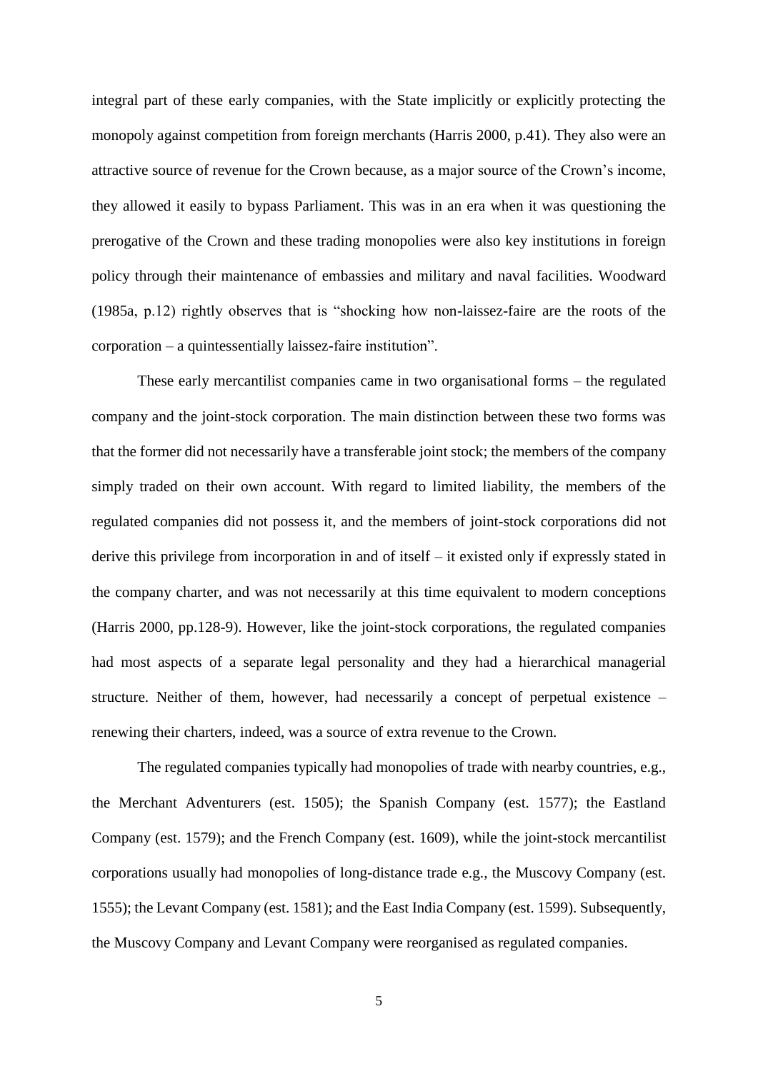integral part of these early companies, with the State implicitly or explicitly protecting the monopoly against competition from foreign merchants (Harris 2000, p.41). They also were an attractive source of revenue for the Crown because, as a major source of the Crown's income, they allowed it easily to bypass Parliament. This was in an era when it was questioning the prerogative of the Crown and these trading monopolies were also key institutions in foreign policy through their maintenance of embassies and military and naval facilities. Woodward (1985a, p.12) rightly observes that is "shocking how non-laissez-faire are the roots of the corporation – a quintessentially laissez-faire institution".

These early mercantilist companies came in two organisational forms – the regulated company and the joint-stock corporation. The main distinction between these two forms was that the former did not necessarily have a transferable joint stock; the members of the company simply traded on their own account. With regard to limited liability, the members of the regulated companies did not possess it, and the members of joint-stock corporations did not derive this privilege from incorporation in and of itself – it existed only if expressly stated in the company charter, and was not necessarily at this time equivalent to modern conceptions (Harris 2000, pp.128-9). However, like the joint-stock corporations, the regulated companies had most aspects of a separate legal personality and they had a hierarchical managerial structure. Neither of them, however, had necessarily a concept of perpetual existence – renewing their charters, indeed, was a source of extra revenue to the Crown.

The regulated companies typically had monopolies of trade with nearby countries, e.g., the Merchant Adventurers (est. 1505); the Spanish Company (est. 1577); the Eastland Company (est. 1579); and the French Company (est. 1609), while the joint-stock mercantilist corporations usually had monopolies of long-distance trade e.g., the Muscovy Company (est. 1555); the Levant Company (est. 1581); and the East India Company (est. 1599). Subsequently, the Muscovy Company and Levant Company were reorganised as regulated companies.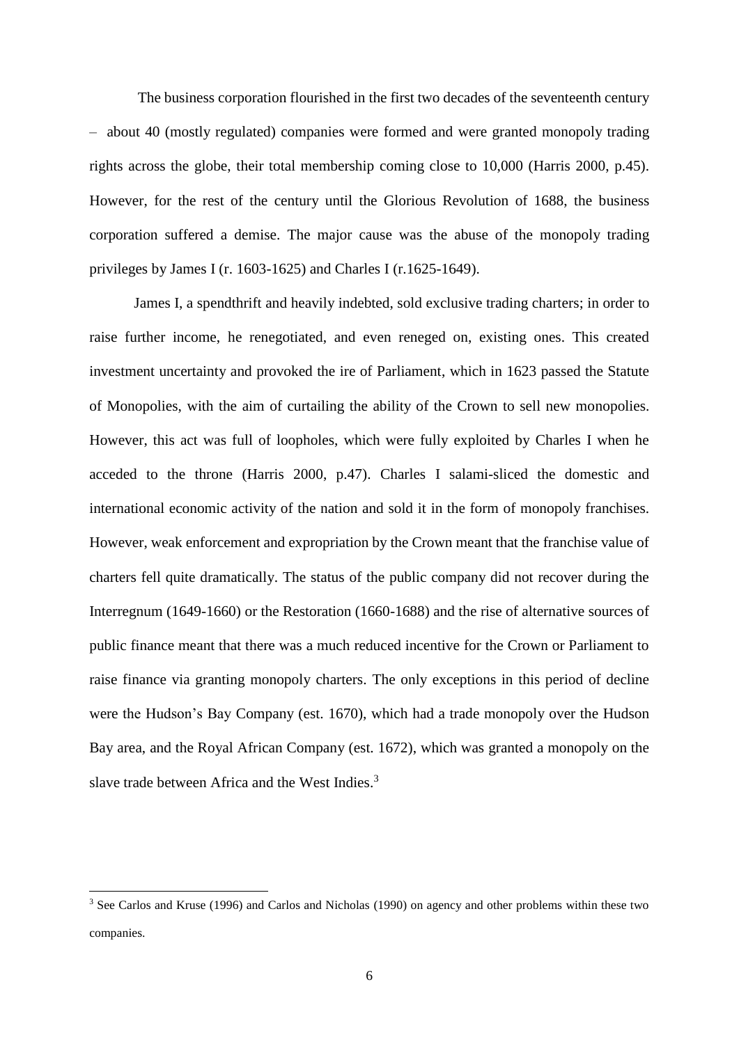The business corporation flourished in the first two decades of the seventeenth century – about 40 (mostly regulated) companies were formed and were granted monopoly trading rights across the globe, their total membership coming close to 10,000 (Harris 2000, p.45). However, for the rest of the century until the Glorious Revolution of 1688, the business corporation suffered a demise. The major cause was the abuse of the monopoly trading privileges by James I (r. 1603-1625) and Charles I (r.1625-1649).

James I, a spendthrift and heavily indebted, sold exclusive trading charters; in order to raise further income, he renegotiated, and even reneged on, existing ones. This created investment uncertainty and provoked the ire of Parliament, which in 1623 passed the Statute of Monopolies, with the aim of curtailing the ability of the Crown to sell new monopolies. However, this act was full of loopholes, which were fully exploited by Charles I when he acceded to the throne (Harris 2000, p.47). Charles I salami-sliced the domestic and international economic activity of the nation and sold it in the form of monopoly franchises. However, weak enforcement and expropriation by the Crown meant that the franchise value of charters fell quite dramatically. The status of the public company did not recover during the Interregnum (1649-1660) or the Restoration (1660-1688) and the rise of alternative sources of public finance meant that there was a much reduced incentive for the Crown or Parliament to raise finance via granting monopoly charters. The only exceptions in this period of decline were the Hudson's Bay Company (est. 1670), which had a trade monopoly over the Hudson Bay area, and the Royal African Company (est. 1672), which was granted a monopoly on the slave trade between Africa and the West Indies.[3]

[3] See Carlos and Kruse (1996) and Carlos and Nicholas (1990) on agency and other problems within these two companies.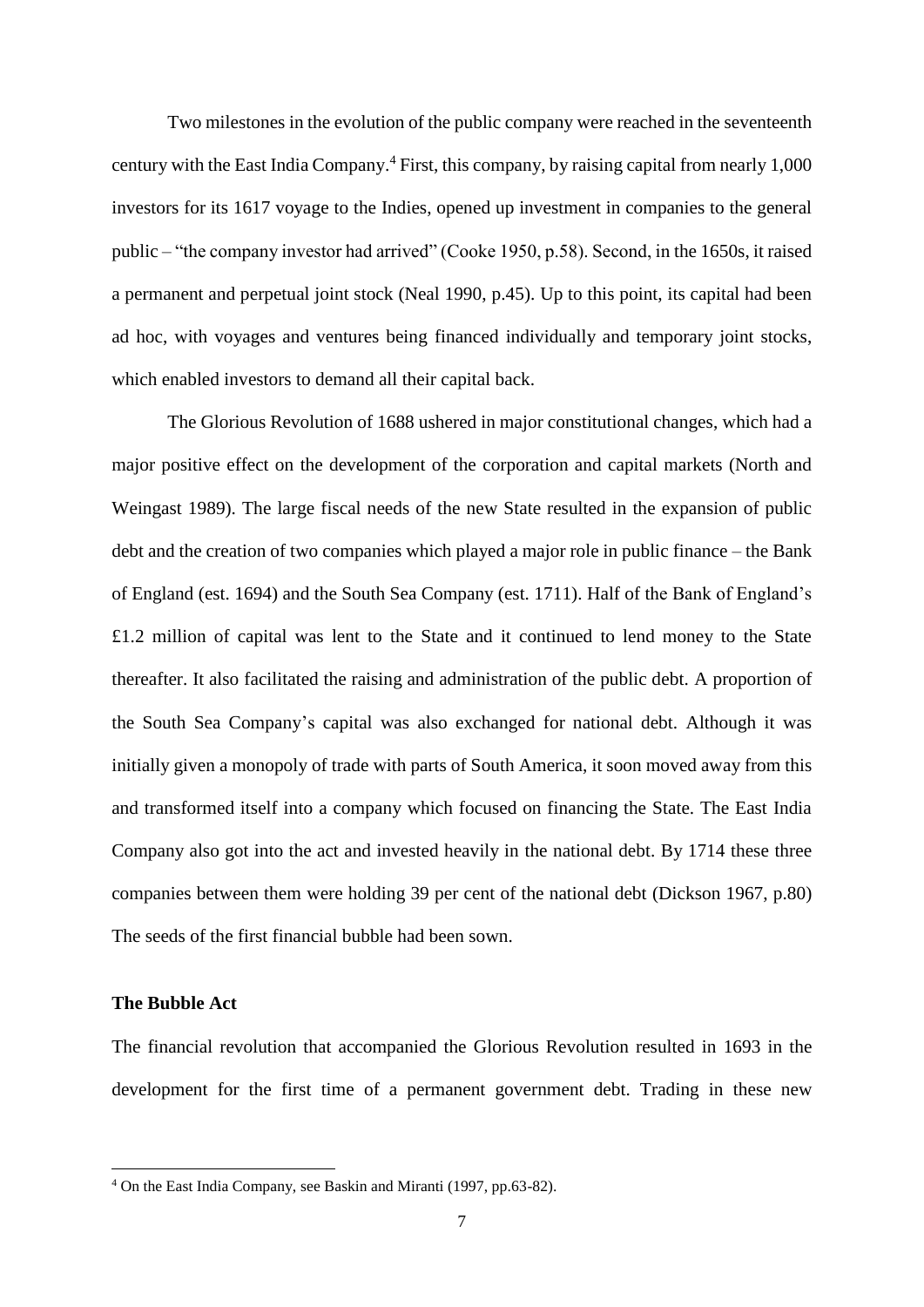Two milestones in the evolution of the public company were reached in the seventeenth century with the East India Company.[4] First, this company, by raising capital from nearly 1,000 investors for its 1617 voyage to the Indies, opened up investment in companies to the general public – "the company investor had arrived" (Cooke 1950, p.58). Second, in the 1650s, it raised a permanent and perpetual joint stock (Neal 1990, p.45). Up to this point, its capital had been ad hoc, with voyages and ventures being financed individually and temporary joint stocks, which enabled investors to demand all their capital back.

The Glorious Revolution of 1688 ushered in major constitutional changes, which had a major positive effect on the development of the corporation and capital markets (North and Weingast 1989). The large fiscal needs of the new State resulted in the expansion of public debt and the creation of two companies which played a major role in public finance – the Bank of England (est. 1694) and the South Sea Company (est. 1711). Half of the Bank of England's £1.2 million of capital was lent to the State and it continued to lend money to the State thereafter. It also facilitated the raising and administration of the public debt. A proportion of the South Sea Company's capital was also exchanged for national debt. Although it was initially given a monopoly of trade with parts of South America, it soon moved away from this and transformed itself into a company which focused on financing the State. The East India Company also got into the act and invested heavily in the national debt. By 1714 these three companies between them were holding 39 per cent of the national debt (Dickson 1967, p.80) The seeds of the first financial bubble had been sown.

### The Bubble Act

The financial revolution that accompanied the Glorious Revolution resulted in 1693 in the development for the first time of a permanent government debt. Trading in these new

[4] On the East India Company, see Baskin and Miranti (1997, pp.63-82).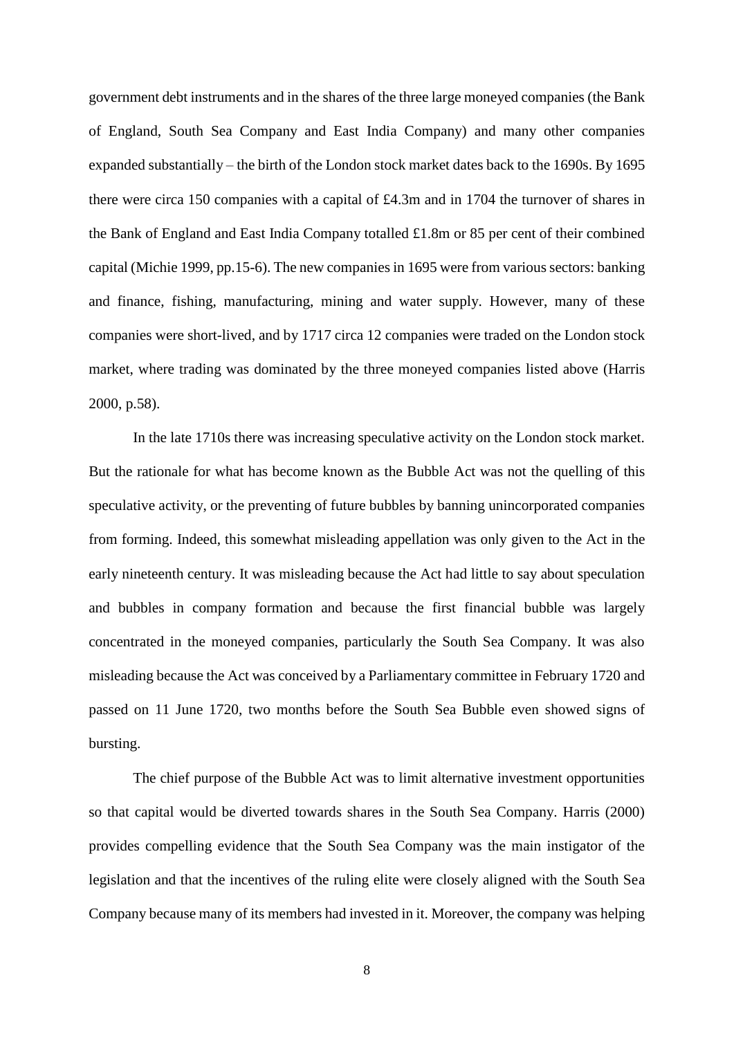government debt instruments and in the shares of the three large moneyed companies (the Bank of England, South Sea Company and East India Company) and many other companies expanded substantially – the birth of the London stock market dates back to the 1690s. By 1695 there were circa 150 companies with a capital of £4.3m and in 1704 the turnover of shares in the Bank of England and East India Company totalled £1.8m or 85 per cent of their combined capital (Michie 1999, pp.15-6). The new companies in 1695 were from various sectors: banking and finance, fishing, manufacturing, mining and water supply. However, many of these companies were short-lived, and by 1717 circa 12 companies were traded on the London stock market, where trading was dominated by the three moneyed companies listed above (Harris 2000, p.58).

In the late 1710s there was increasing speculative activity on the London stock market. But the rationale for what has become known as the Bubble Act was not the quelling of this speculative activity, or the preventing of future bubbles by banning unincorporated companies from forming. Indeed, this somewhat misleading appellation was only given to the Act in the early nineteenth century. It was misleading because the Act had little to say about speculation and bubbles in company formation and because the first financial bubble was largely concentrated in the moneyed companies, particularly the South Sea Company. It was also misleading because the Act was conceived by a Parliamentary committee in February 1720 and passed on 11 June 1720, two months before the South Sea Bubble even showed signs of bursting.

The chief purpose of the Bubble Act was to limit alternative investment opportunities so that capital would be diverted towards shares in the South Sea Company. Harris (2000) provides compelling evidence that the South Sea Company was the main instigator of the legislation and that the incentives of the ruling elite were closely aligned with the South Sea Company because many of its members had invested in it. Moreover, the company was helping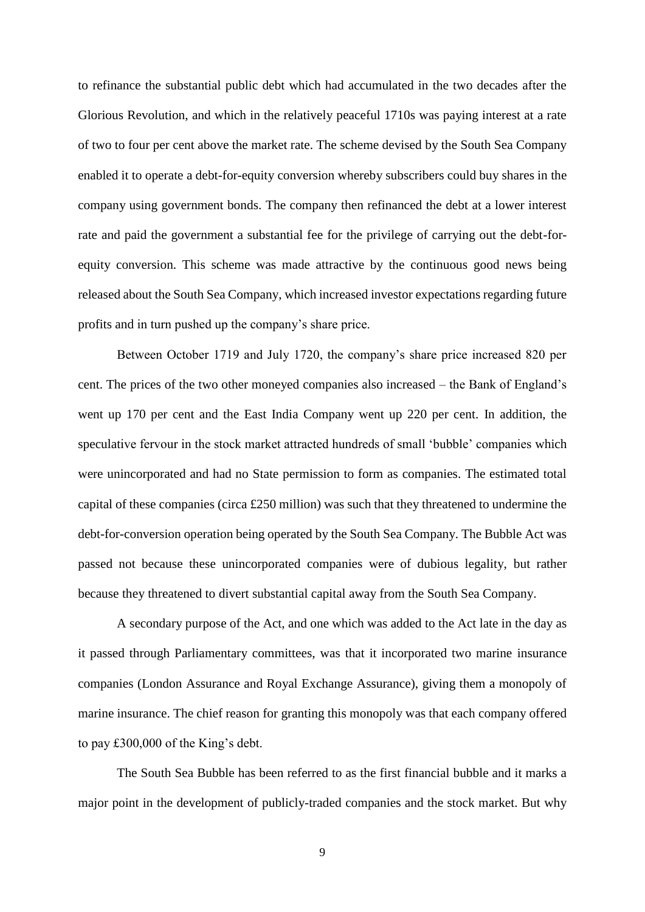to refinance the substantial public debt which had accumulated in the two decades after the Glorious Revolution, and which in the relatively peaceful 1710s was paying interest at a rate of two to four per cent above the market rate. The scheme devised by the South Sea Company enabled it to operate a debt-for-equity conversion whereby subscribers could buy shares in the company using government bonds. The company then refinanced the debt at a lower interest rate and paid the government a substantial fee for the privilege of carrying out the debt-for-equity conversion. This scheme was made attractive by the continuous good news being released about the South Sea Company, which increased investor expectations regarding future profits and in turn pushed up the company's share price.

Between October 1719 and July 1720, the company's share price increased 820 per cent. The prices of the two other moneyed companies also increased – the Bank of England's went up 170 per cent and the East India Company went up 220 per cent. In addition, the speculative fervour in the stock market attracted hundreds of small 'bubble' companies which were unincorporated and had no State permission to form as companies. The estimated total capital of these companies (circa £250 million) was such that they threatened to undermine the debt-for-conversion operation being operated by the South Sea Company. The Bubble Act was passed not because these unincorporated companies were of dubious legality, but rather because they threatened to divert substantial capital away from the South Sea Company.

A secondary purpose of the Act, and one which was added to the Act late in the day as it passed through Parliamentary committees, was that it incorporated two marine insurance companies (London Assurance and Royal Exchange Assurance), giving them a monopoly of marine insurance. The chief reason for granting this monopoly was that each company offered to pay £300,000 of the King's debt.

The South Sea Bubble has been referred to as the first financial bubble and it marks a major point in the development of publicly-traded companies and the stock market. But why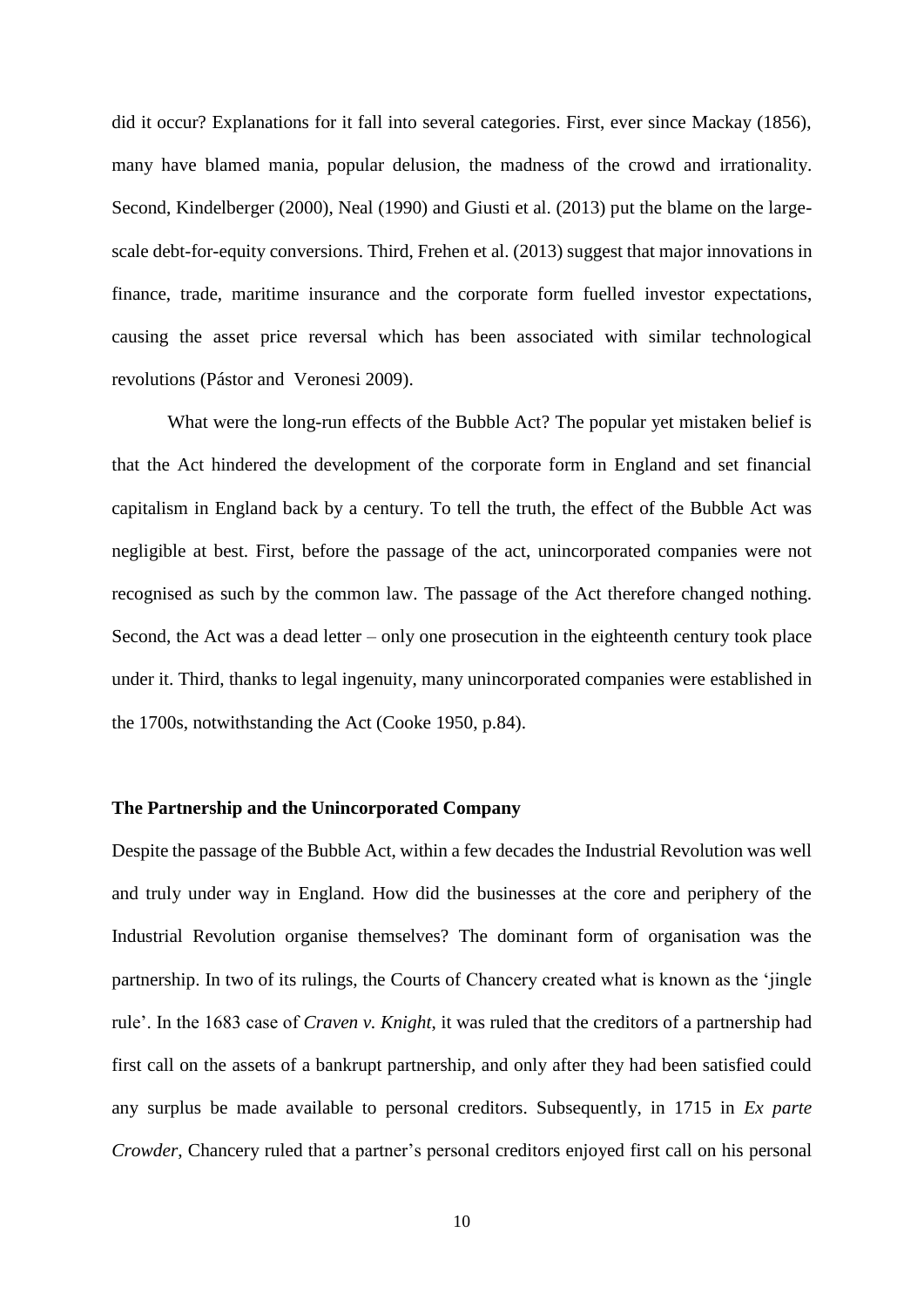did it occur? Explanations for it fall into several categories. First, ever since Mackay (1856), many have blamed mania, popular delusion, the madness of the crowd and irrationality. Second, Kindelberger (2000), Neal (1990) and Giusti et al. (2013) put the blame on the large-scale debt-for-equity conversions. Third, Frehen et al. (2013) suggest that major innovations in finance, trade, maritime insurance and the corporate form fuelled investor expectations, causing the asset price reversal which has been associated with similar technological revolutions (Pástor and Veronesi 2009).

What were the long-run effects of the Bubble Act? The popular yet mistaken belief is that the Act hindered the development of the corporate form in England and set financial capitalism in England back by a century. To tell the truth, the effect of the Bubble Act was negligible at best. First, before the passage of the act, unincorporated companies were not recognised as such by the common law. The passage of the Act therefore changed nothing. Second, the Act was a dead letter – only one prosecution in the eighteenth century took place under it. Third, thanks to legal ingenuity, many unincorporated companies were established in the 1700s, notwithstanding the Act (Cooke 1950, p.84).

## The Partnership and the Unincorporated Company

Despite the passage of the Bubble Act, within a few decades the Industrial Revolution was well and truly under way in England. How did the businesses at the core and periphery of the Industrial Revolution organise themselves? The dominant form of organisation was the partnership. In two of its rulings, the Courts of Chancery created what is known as the 'jingle rule'. In the 1683 case of *Craven v. Knight*, it was ruled that the creditors of a partnership had first call on the assets of a bankrupt partnership, and only after they had been satisfied could any surplus be made available to personal creditors. Subsequently, in 1715 in *Ex parte Crowder*, Chancery ruled that a partner's personal creditors enjoyed first call on his personal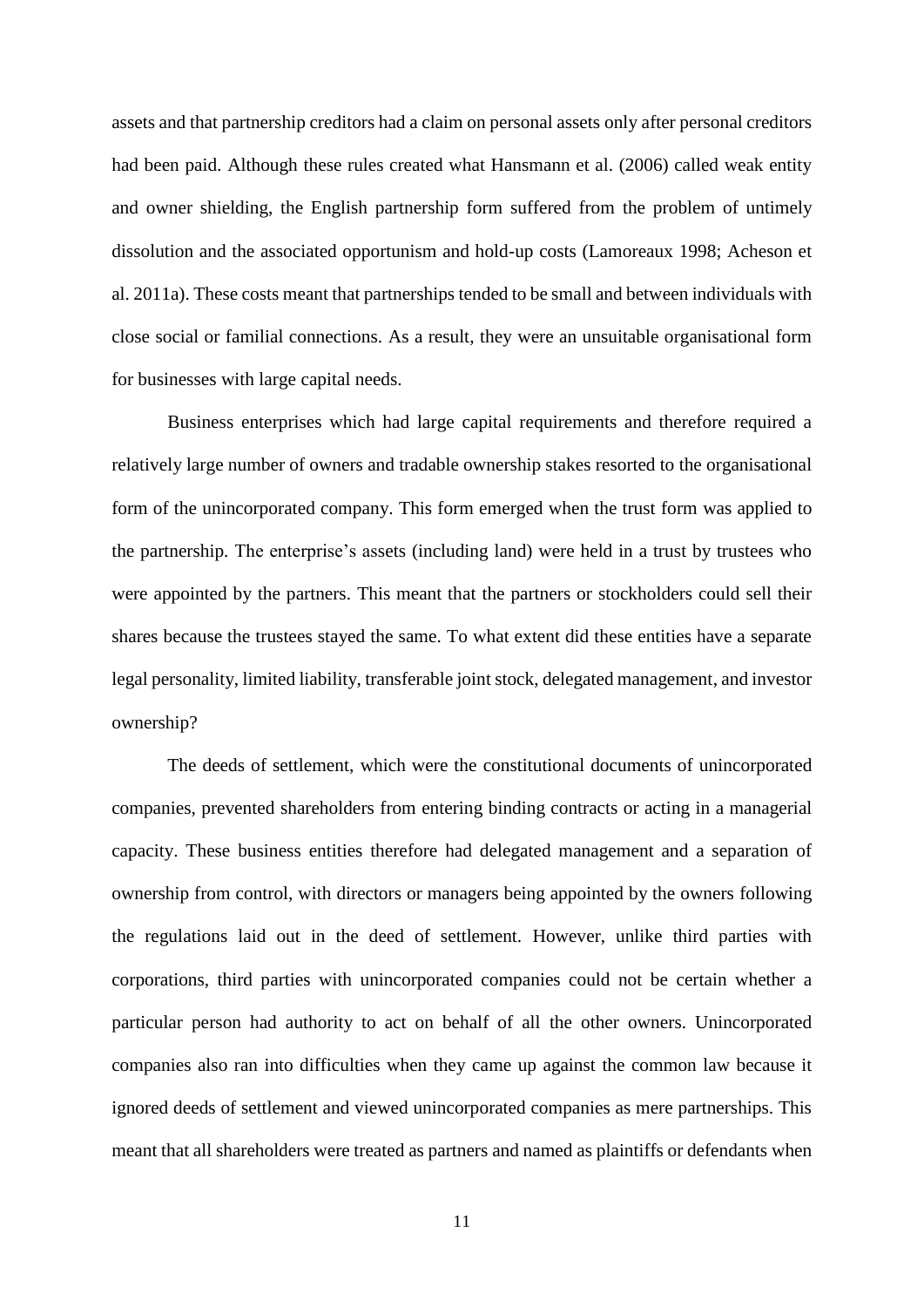assets and that partnership creditors had a claim on personal assets only after personal creditors had been paid. Although these rules created what Hansmann et al. (2006) called weak entity and owner shielding, the English partnership form suffered from the problem of untimely dissolution and the associated opportunism and hold-up costs (Lamoreaux 1998; Acheson et al. 2011a). These costs meant that partnerships tended to be small and between individuals with close social or familial connections. As a result, they were an unsuitable organisational form for businesses with large capital needs.

Business enterprises which had large capital requirements and therefore required a relatively large number of owners and tradable ownership stakes resorted to the organisational form of the unincorporated company. This form emerged when the trust form was applied to the partnership. The enterprise's assets (including land) were held in a trust by trustees who were appointed by the partners. This meant that the partners or stockholders could sell their shares because the trustees stayed the same. To what extent did these entities have a separate legal personality, limited liability, transferable joint stock, delegated management, and investor ownership?

The deeds of settlement, which were the constitutional documents of unincorporated companies, prevented shareholders from entering binding contracts or acting in a managerial capacity. These business entities therefore had delegated management and a separation of ownership from control, with directors or managers being appointed by the owners following the regulations laid out in the deed of settlement. However, unlike third parties with corporations, third parties with unincorporated companies could not be certain whether a particular person had authority to act on behalf of all the other owners. Unincorporated companies also ran into difficulties when they came up against the common law because it ignored deeds of settlement and viewed unincorporated companies as mere partnerships. This meant that all shareholders were treated as partners and named as plaintiffs or defendants when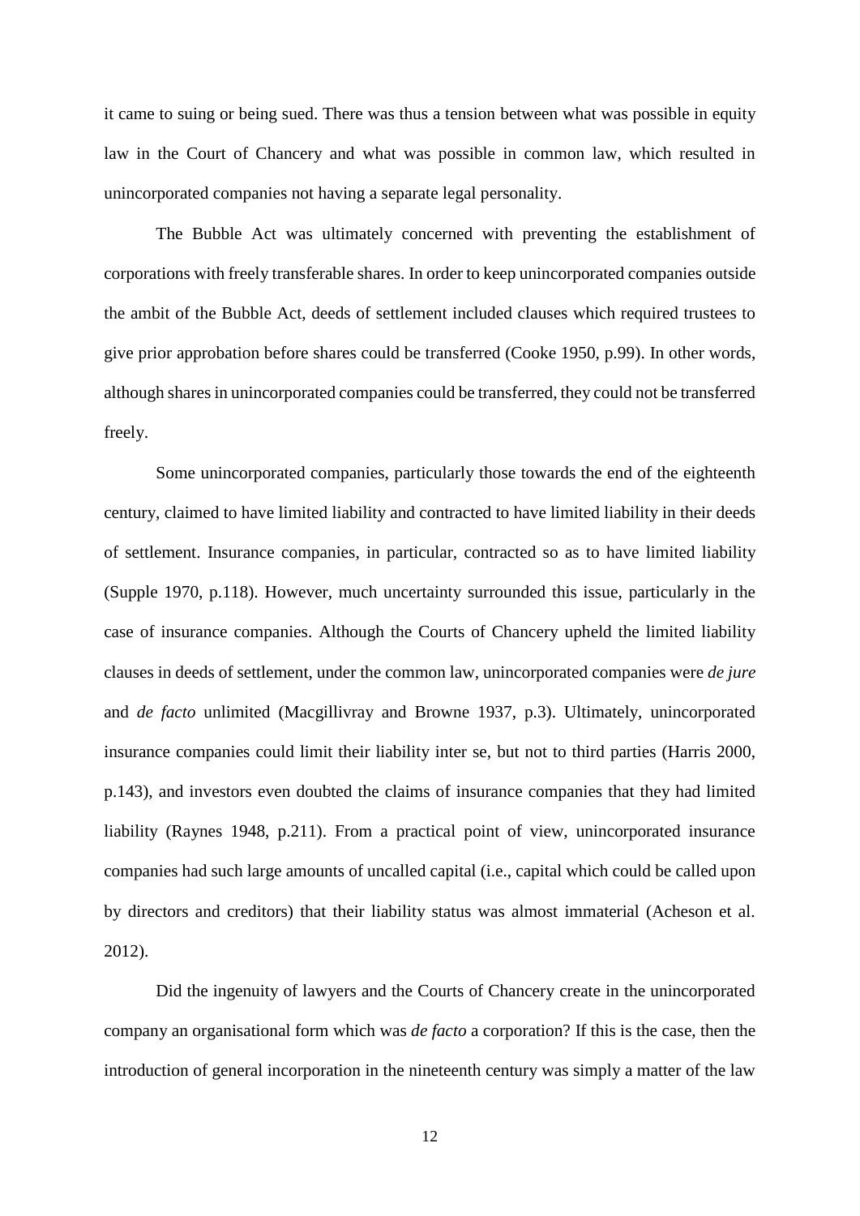it came to suing or being sued. There was thus a tension between what was possible in equity law in the Court of Chancery and what was possible in common law, which resulted in unincorporated companies not having a separate legal personality.

The Bubble Act was ultimately concerned with preventing the establishment of corporations with freely transferable shares. In order to keep unincorporated companies outside the ambit of the Bubble Act, deeds of settlement included clauses which required trustees to give prior approbation before shares could be transferred (Cooke 1950, p.99). In other words, although shares in unincorporated companies could be transferred, they could not be transferred freely.

Some unincorporated companies, particularly those towards the end of the eighteenth century, claimed to have limited liability and contracted to have limited liability in their deeds of settlement. Insurance companies, in particular, contracted so as to have limited liability (Supple 1970, p.118). However, much uncertainty surrounded this issue, particularly in the case of insurance companies. Although the Courts of Chancery upheld the limited liability clauses in deeds of settlement, under the common law, unincorporated companies were *de jure* and *de facto* unlimited (Macgillivray and Browne 1937, p.3). Ultimately, unincorporated insurance companies could limit their liability inter se, but not to third parties (Harris 2000, p.143), and investors even doubted the claims of insurance companies that they had limited liability (Raynes 1948, p.211). From a practical point of view, unincorporated insurance companies had such large amounts of uncalled capital (i.e., capital which could be called upon by directors and creditors) that their liability status was almost immaterial (Acheson et al. 2012).

Did the ingenuity of lawyers and the Courts of Chancery create in the unincorporated company an organisational form which was *de facto* a corporation? If this is the case, then the introduction of general incorporation in the nineteenth century was simply a matter of the law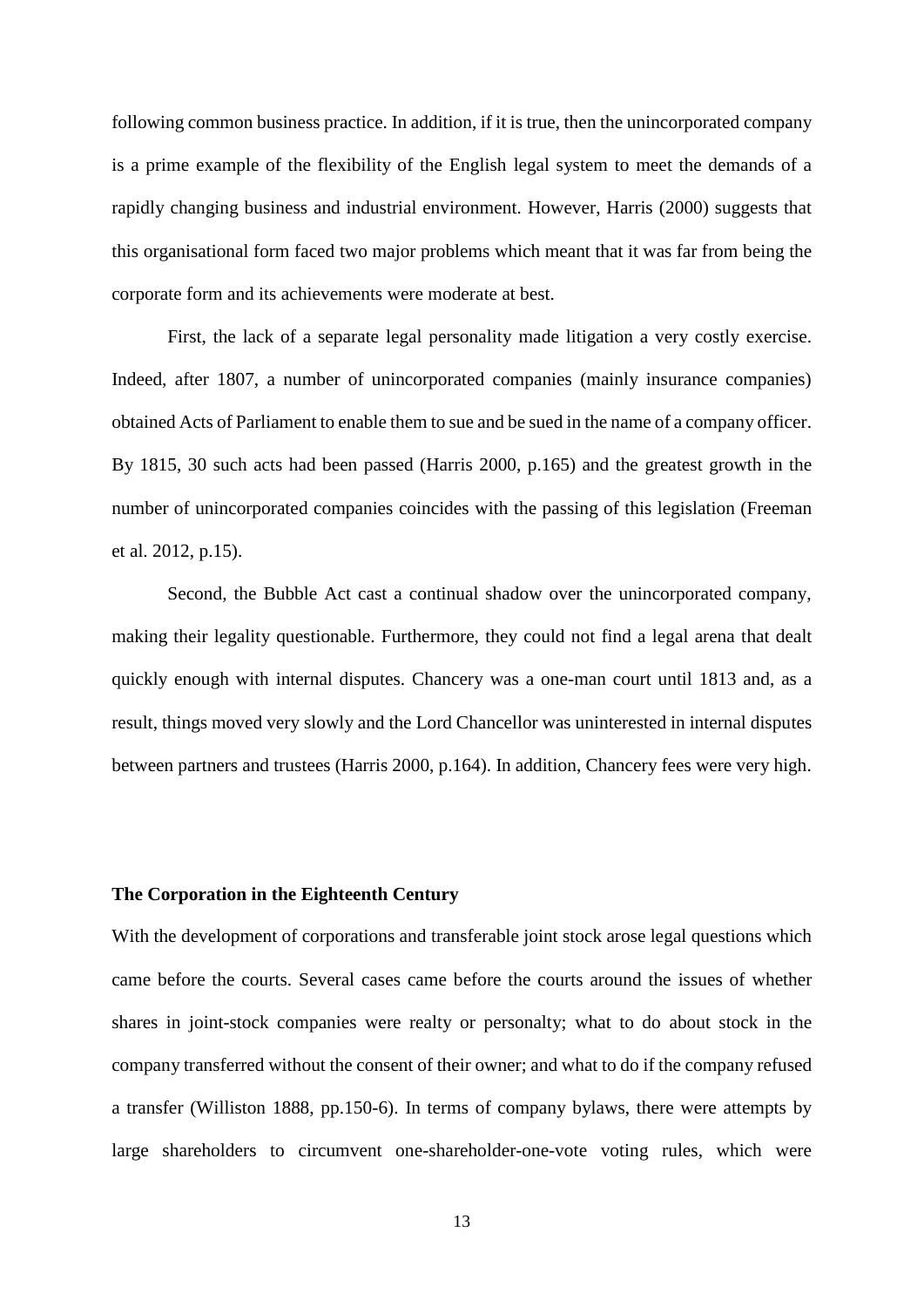following common business practice. In addition, if it is true, then the unincorporated company is a prime example of the flexibility of the English legal system to meet the demands of a rapidly changing business and industrial environment. However, Harris (2000) suggests that this organisational form faced two major problems which meant that it was far from being the corporate form and its achievements were moderate at best.

First, the lack of a separate legal personality made litigation a very costly exercise. Indeed, after 1807, a number of unincorporated companies (mainly insurance companies) obtained Acts of Parliament to enable them to sue and be sued in the name of a company officer. By 1815, 30 such acts had been passed (Harris 2000, p.165) and the greatest growth in the number of unincorporated companies coincides with the passing of this legislation (Freeman et al. 2012, p.15).

Second, the Bubble Act cast a continual shadow over the unincorporated company, making their legality questionable. Furthermore, they could not find a legal arena that dealt quickly enough with internal disputes. Chancery was a one-man court until 1813 and, as a result, things moved very slowly and the Lord Chancellor was uninterested in internal disputes between partners and trustees (Harris 2000, p.164). In addition, Chancery fees were very high.

**The Corporation in the Eighteenth Century**

With the development of corporations and transferable joint stock arose legal questions which came before the courts. Several cases came before the courts around the issues of whether shares in joint-stock companies were realty or personalty; what to do about stock in the company transferred without the consent of their owner; and what to do if the company refused a transfer (Williston 1888, pp.150-6). In terms of company bylaws, there were attempts by large shareholders to circumvent one-shareholder-one-vote voting rules, which were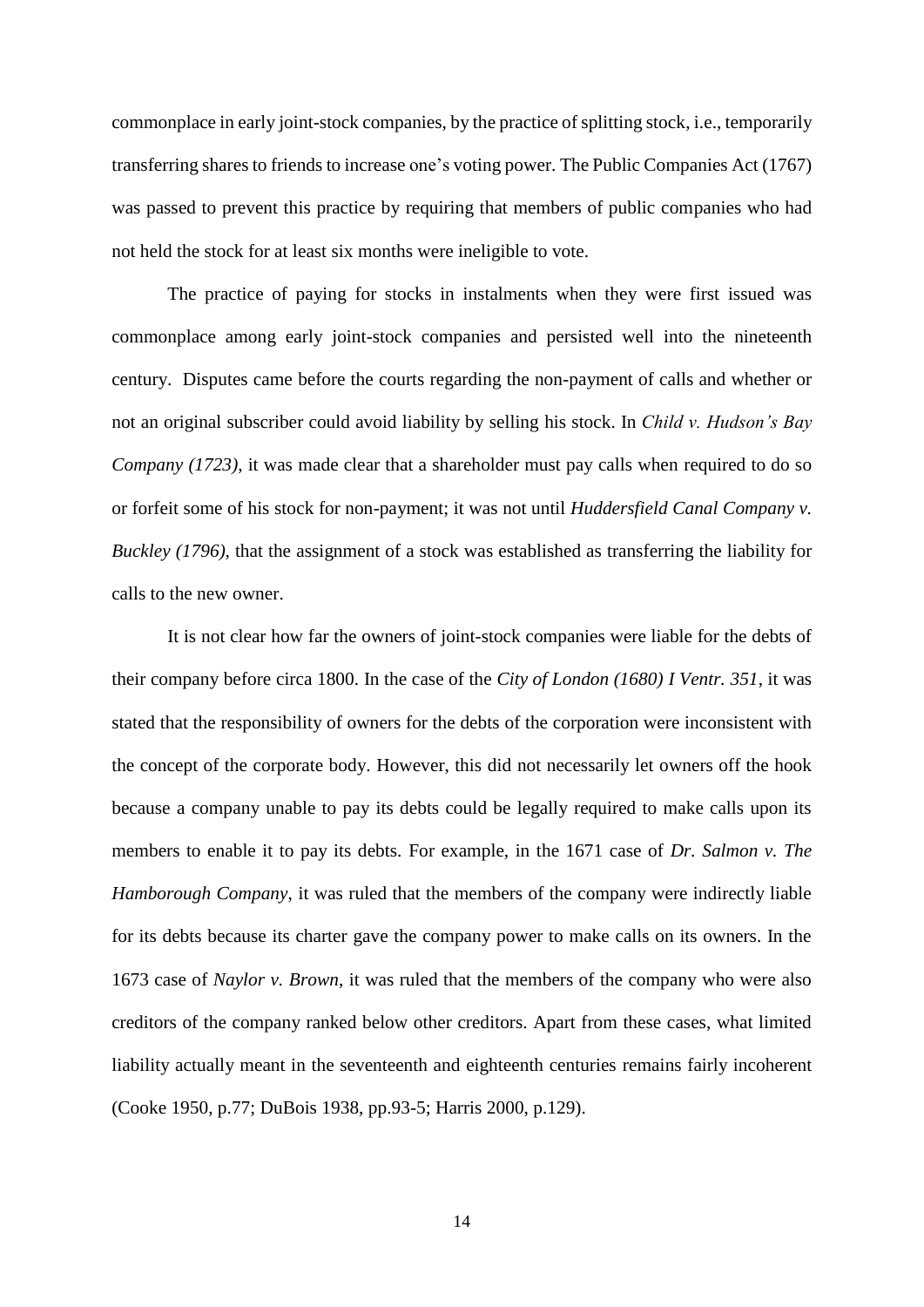commonplace in early joint-stock companies, by the practice of splitting stock, i.e., temporarily transferring shares to friends to increase one's voting power. The Public Companies Act (1767) was passed to prevent this practice by requiring that members of public companies who had not held the stock for at least six months were ineligible to vote.

The practice of paying for stocks in instalments when they were first issued was commonplace among early joint-stock companies and persisted well into the nineteenth century. Disputes came before the courts regarding the non-payment of calls and whether or not an original subscriber could avoid liability by selling his stock. In *Child v. Hudson's Bay Company (1723)*, it was made clear that a shareholder must pay calls when required to do so or forfeit some of his stock for non-payment; it was not until *Huddersfield Canal Company v. Buckley (1796)*, that the assignment of a stock was established as transferring the liability for calls to the new owner.

It is not clear how far the owners of joint-stock companies were liable for the debts of their company before circa 1800. In the case of the *City of London (1680) I Ventr. 351*, it was stated that the responsibility of owners for the debts of the corporation were inconsistent with the concept of the corporate body. However, this did not necessarily let owners off the hook because a company unable to pay its debts could be legally required to make calls upon its members to enable it to pay its debts. For example, in the 1671 case of *Dr. Salmon v. The Hamborough Company*, it was ruled that the members of the company were indirectly liable for its debts because its charter gave the company power to make calls on its owners. In the 1673 case of *Naylor v. Brown*, it was ruled that the members of the company who were also creditors of the company ranked below other creditors. Apart from these cases, what limited liability actually meant in the seventeenth and eighteenth centuries remains fairly incoherent (Cooke 1950, p.77; DuBois 1938, pp.93-5; Harris 2000, p.129).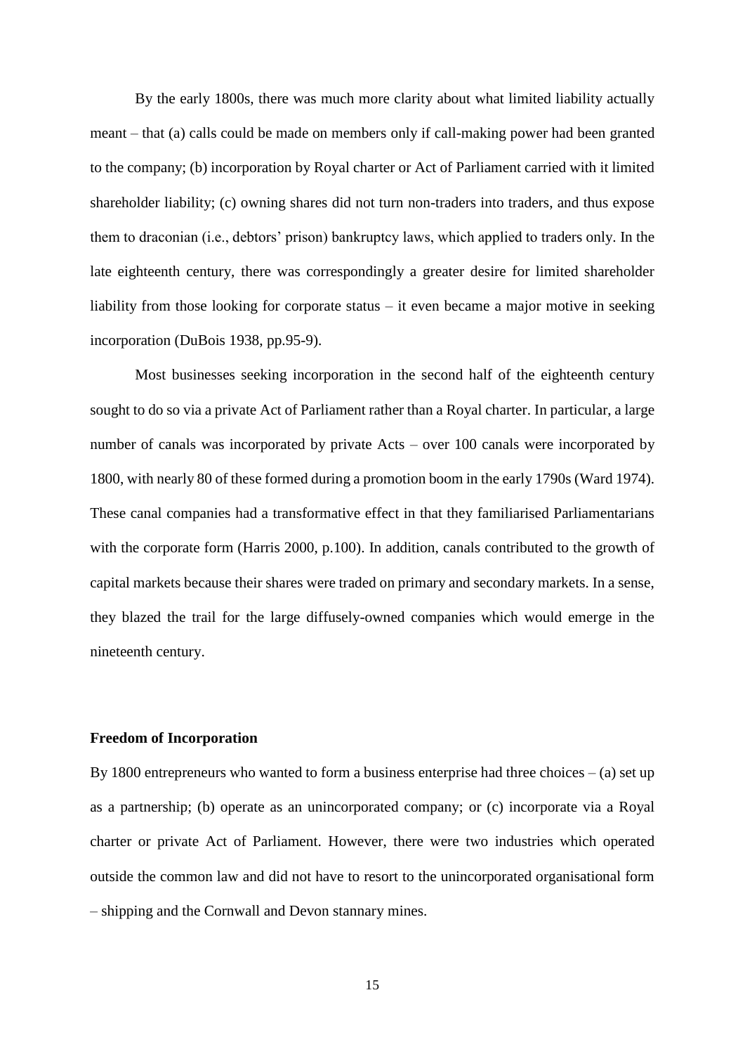By the early 1800s, there was much more clarity about what limited liability actually meant – that (a) calls could be made on members only if call-making power had been granted to the company; (b) incorporation by Royal charter or Act of Parliament carried with it limited shareholder liability; (c) owning shares did not turn non-traders into traders, and thus expose them to draconian (i.e., debtors' prison) bankruptcy laws, which applied to traders only. In the late eighteenth century, there was correspondingly a greater desire for limited shareholder liability from those looking for corporate status – it even became a major motive in seeking incorporation (DuBois 1938, pp.95-9).

Most businesses seeking incorporation in the second half of the eighteenth century sought to do so via a private Act of Parliament rather than a Royal charter. In particular, a large number of canals was incorporated by private Acts – over 100 canals were incorporated by 1800, with nearly 80 of these formed during a promotion boom in the early 1790s (Ward 1974). These canal companies had a transformative effect in that they familiarised Parliamentarians with the corporate form (Harris 2000, p.100). In addition, canals contributed to the growth of capital markets because their shares were traded on primary and secondary markets. In a sense, they blazed the trail for the large diffusely-owned companies which would emerge in the nineteenth century.

## Freedom of Incorporation

By 1800 entrepreneurs who wanted to form a business enterprise had three choices – (a) set up as a partnership; (b) operate as an unincorporated company; or (c) incorporate via a Royal charter or private Act of Parliament. However, there were two industries which operated outside the common law and did not have to resort to the unincorporated organisational form – shipping and the Cornwall and Devon stannary mines.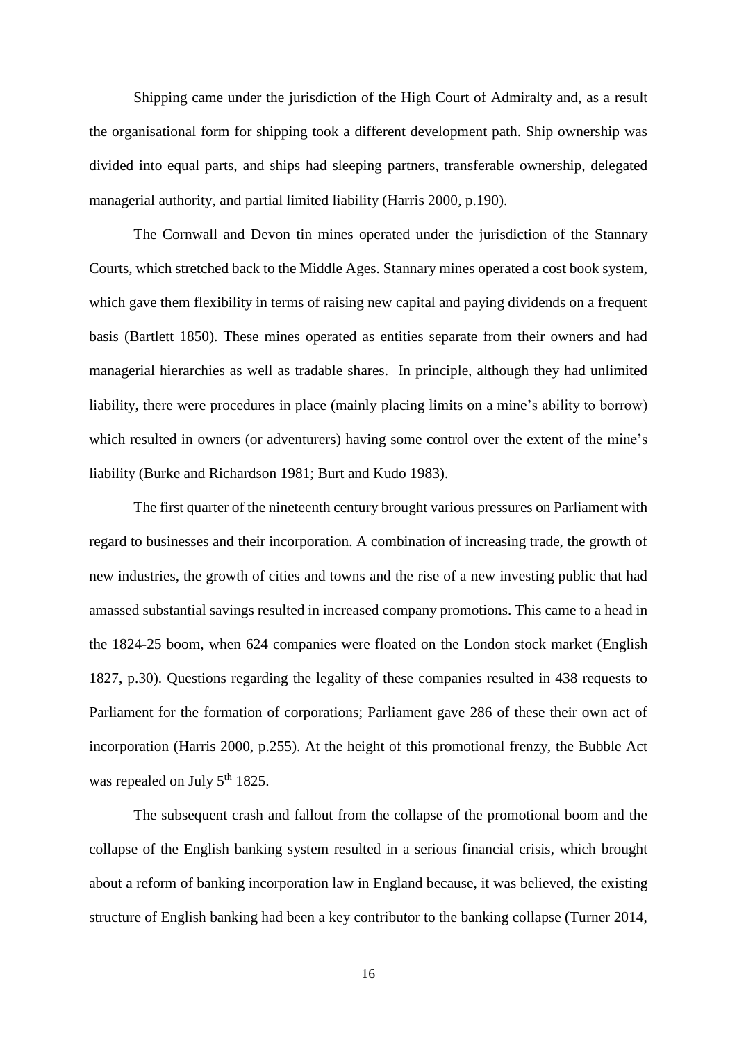Shipping came under the jurisdiction of the High Court of Admiralty and, as a result the organisational form for shipping took a different development path. Ship ownership was divided into equal parts, and ships had sleeping partners, transferable ownership, delegated managerial authority, and partial limited liability (Harris 2000, p.190).

The Cornwall and Devon tin mines operated under the jurisdiction of the Stannary Courts, which stretched back to the Middle Ages. Stannary mines operated a cost book system, which gave them flexibility in terms of raising new capital and paying dividends on a frequent basis (Bartlett 1850). These mines operated as entities separate from their owners and had managerial hierarchies as well as tradable shares. In principle, although they had unlimited liability, there were procedures in place (mainly placing limits on a mine's ability to borrow) which resulted in owners (or adventurers) having some control over the extent of the mine's liability (Burke and Richardson 1981; Burt and Kudo 1983).

The first quarter of the nineteenth century brought various pressures on Parliament with regard to businesses and their incorporation. A combination of increasing trade, the growth of new industries, the growth of cities and towns and the rise of a new investing public that had amassed substantial savings resulted in increased company promotions. This came to a head in the 1824-25 boom, when 624 companies were floated on the London stock market (English 1827, p.30). Questions regarding the legality of these companies resulted in 438 requests to Parliament for the formation of corporations; Parliament gave 286 of these their own act of incorporation (Harris 2000, p.255). At the height of this promotional frenzy, the Bubble Act was repealed on July 5th 1825.

The subsequent crash and fallout from the collapse of the promotional boom and the collapse of the English banking system resulted in a serious financial crisis, which brought about a reform of banking incorporation law in England because, it was believed, the existing structure of English banking had been a key contributor to the banking collapse (Turner 2014,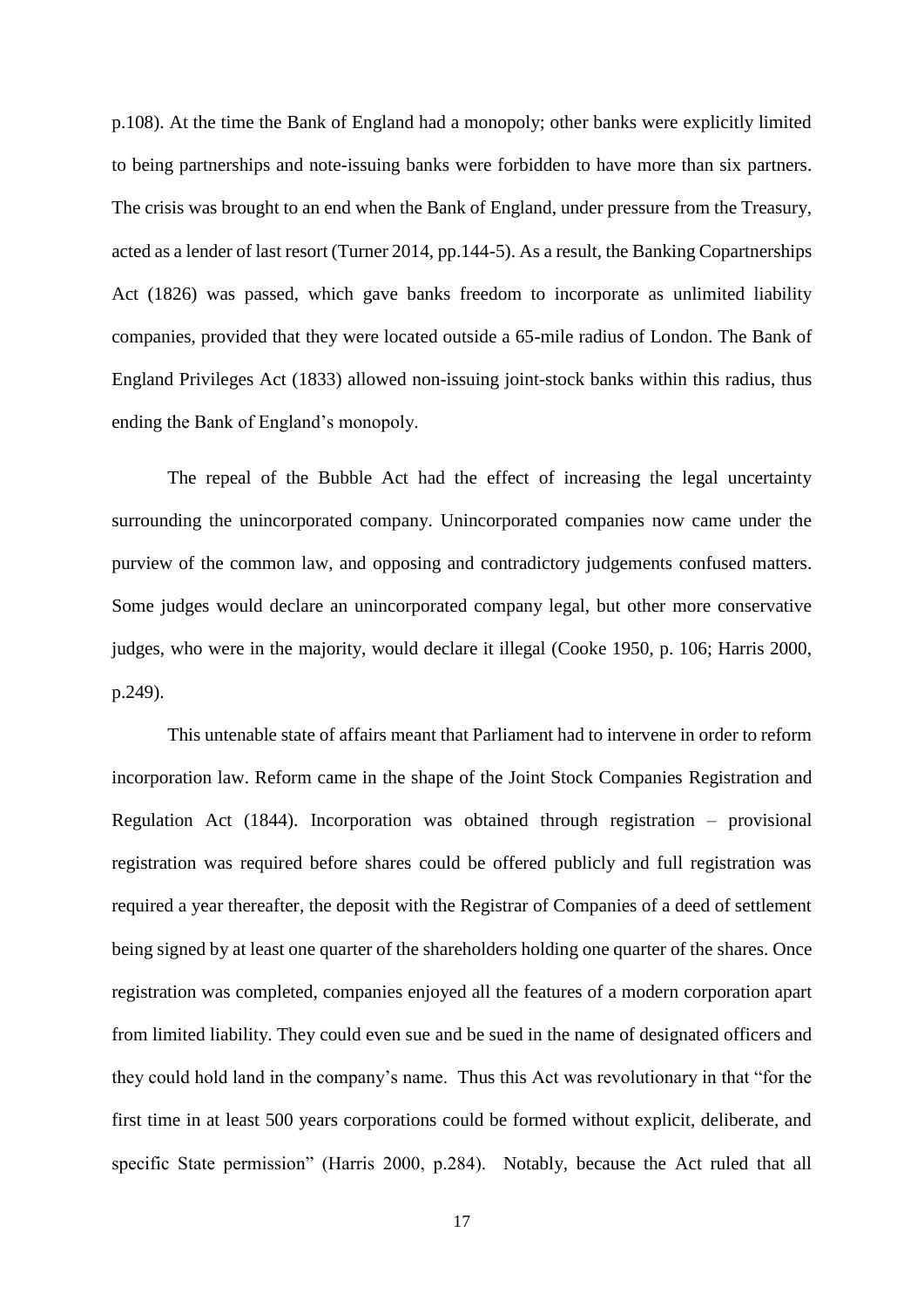p.108). At the time the Bank of England had a monopoly; other banks were explicitly limited to being partnerships and note-issuing banks were forbidden to have more than six partners. The crisis was brought to an end when the Bank of England, under pressure from the Treasury, acted as a lender of last resort (Turner 2014, pp.144-5). As a result, the Banking Copartnerships Act (1826) was passed, which gave banks freedom to incorporate as unlimited liability companies, provided that they were located outside a 65-mile radius of London. The Bank of England Privileges Act (1833) allowed non-issuing joint-stock banks within this radius, thus ending the Bank of England's monopoly.

The repeal of the Bubble Act had the effect of increasing the legal uncertainty surrounding the unincorporated company. Unincorporated companies now came under the purview of the common law, and opposing and contradictory judgements confused matters. Some judges would declare an unincorporated company legal, but other more conservative judges, who were in the majority, would declare it illegal (Cooke 1950, p. 106; Harris 2000, p.249).

This untenable state of affairs meant that Parliament had to intervene in order to reform incorporation law. Reform came in the shape of the Joint Stock Companies Registration and Regulation Act (1844). Incorporation was obtained through registration – provisional registration was required before shares could be offered publicly and full registration was required a year thereafter, the deposit with the Registrar of Companies of a deed of settlement being signed by at least one quarter of the shareholders holding one quarter of the shares. Once registration was completed, companies enjoyed all the features of a modern corporation apart from limited liability. They could even sue and be sued in the name of designated officers and they could hold land in the company's name. Thus this Act was revolutionary in that "for the first time in at least 500 years corporations could be formed without explicit, deliberate, and specific State permission" (Harris 2000, p.284). Notably, because the Act ruled that all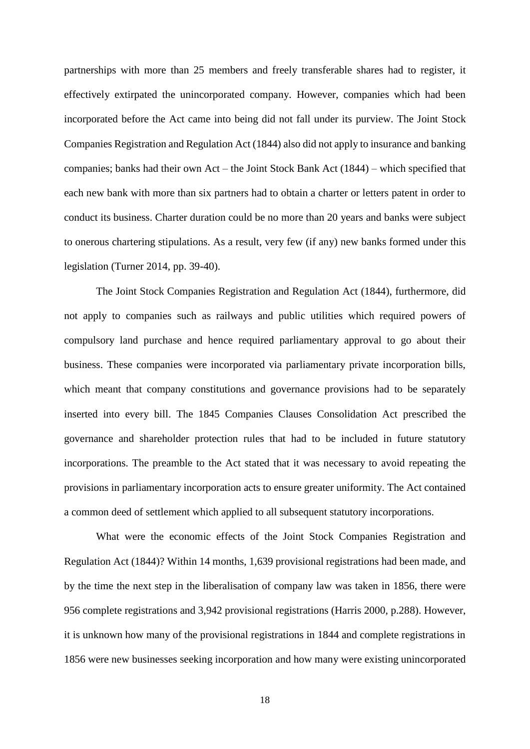partnerships with more than 25 members and freely transferable shares had to register, it effectively extirpated the unincorporated company. However, companies which had been incorporated before the Act came into being did not fall under its purview. The Joint Stock Companies Registration and Regulation Act (1844) also did not apply to insurance and banking companies; banks had their own Act – the Joint Stock Bank Act (1844) – which specified that each new bank with more than six partners had to obtain a charter or letters patent in order to conduct its business. Charter duration could be no more than 20 years and banks were subject to onerous chartering stipulations. As a result, very few (if any) new banks formed under this legislation (Turner 2014, pp. 39-40).

The Joint Stock Companies Registration and Regulation Act (1844), furthermore, did not apply to companies such as railways and public utilities which required powers of compulsory land purchase and hence required parliamentary approval to go about their business. These companies were incorporated via parliamentary private incorporation bills, which meant that company constitutions and governance provisions had to be separately inserted into every bill. The 1845 Companies Clauses Consolidation Act prescribed the governance and shareholder protection rules that had to be included in future statutory incorporations. The preamble to the Act stated that it was necessary to avoid repeating the provisions in parliamentary incorporation acts to ensure greater uniformity. The Act contained a common deed of settlement which applied to all subsequent statutory incorporations.

What were the economic effects of the Joint Stock Companies Registration and Regulation Act (1844)? Within 14 months, 1,639 provisional registrations had been made, and by the time the next step in the liberalisation of company law was taken in 1856, there were 956 complete registrations and 3,942 provisional registrations (Harris 2000, p.288). However, it is unknown how many of the provisional registrations in 1844 and complete registrations in 1856 were new businesses seeking incorporation and how many were existing unincorporated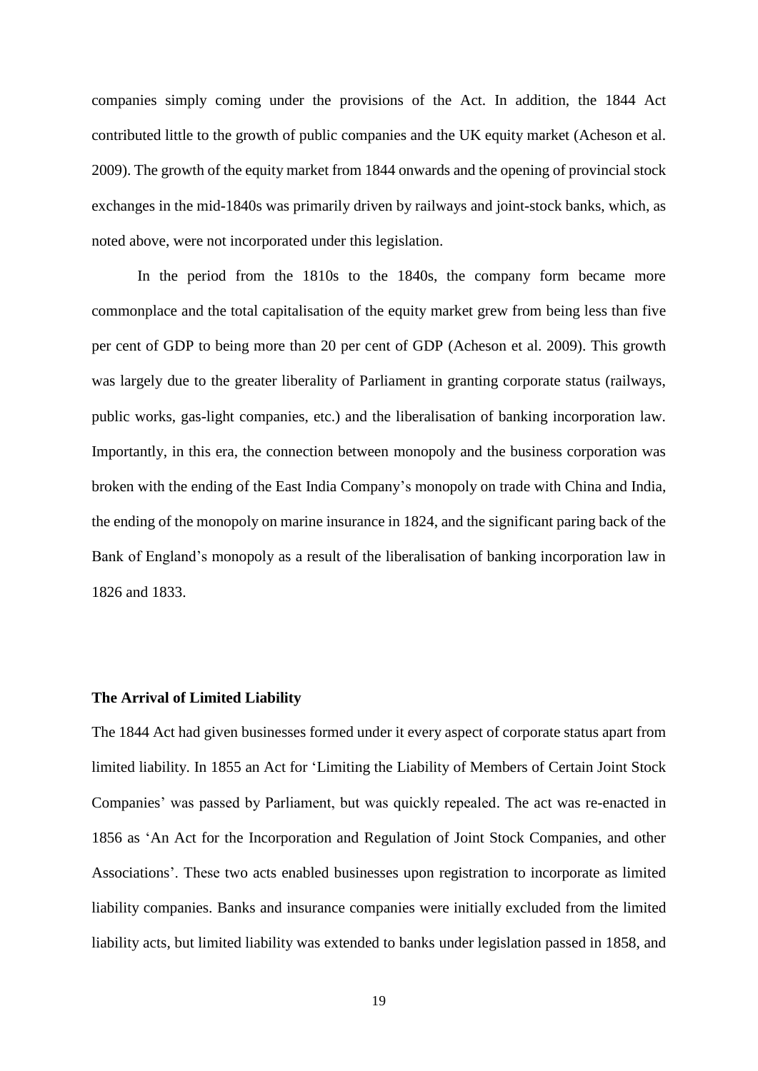companies simply coming under the provisions of the Act. In addition, the 1844 Act contributed little to the growth of public companies and the UK equity market (Acheson et al. 2009). The growth of the equity market from 1844 onwards and the opening of provincial stock exchanges in the mid-1840s was primarily driven by railways and joint-stock banks, which, as noted above, were not incorporated under this legislation.

In the period from the 1810s to the 1840s, the company form became more commonplace and the total capitalisation of the equity market grew from being less than five per cent of GDP to being more than 20 per cent of GDP (Acheson et al. 2009). This growth was largely due to the greater liberality of Parliament in granting corporate status (railways, public works, gas-light companies, etc.) and the liberalisation of banking incorporation law. Importantly, in this era, the connection between monopoly and the business corporation was broken with the ending of the East India Company's monopoly on trade with China and India, the ending of the monopoly on marine insurance in 1824, and the significant paring back of the Bank of England's monopoly as a result of the liberalisation of banking incorporation law in 1826 and 1833.

**The Arrival of Limited Liability**

The 1844 Act had given businesses formed under it every aspect of corporate status apart from limited liability. In 1855 an Act for 'Limiting the Liability of Members of Certain Joint Stock Companies' was passed by Parliament, but was quickly repealed. The act was re-enacted in 1856 as 'An Act for the Incorporation and Regulation of Joint Stock Companies, and other Associations'. These two acts enabled businesses upon registration to incorporate as limited liability companies. Banks and insurance companies were initially excluded from the limited liability acts, but limited liability was extended to banks under legislation passed in 1858, and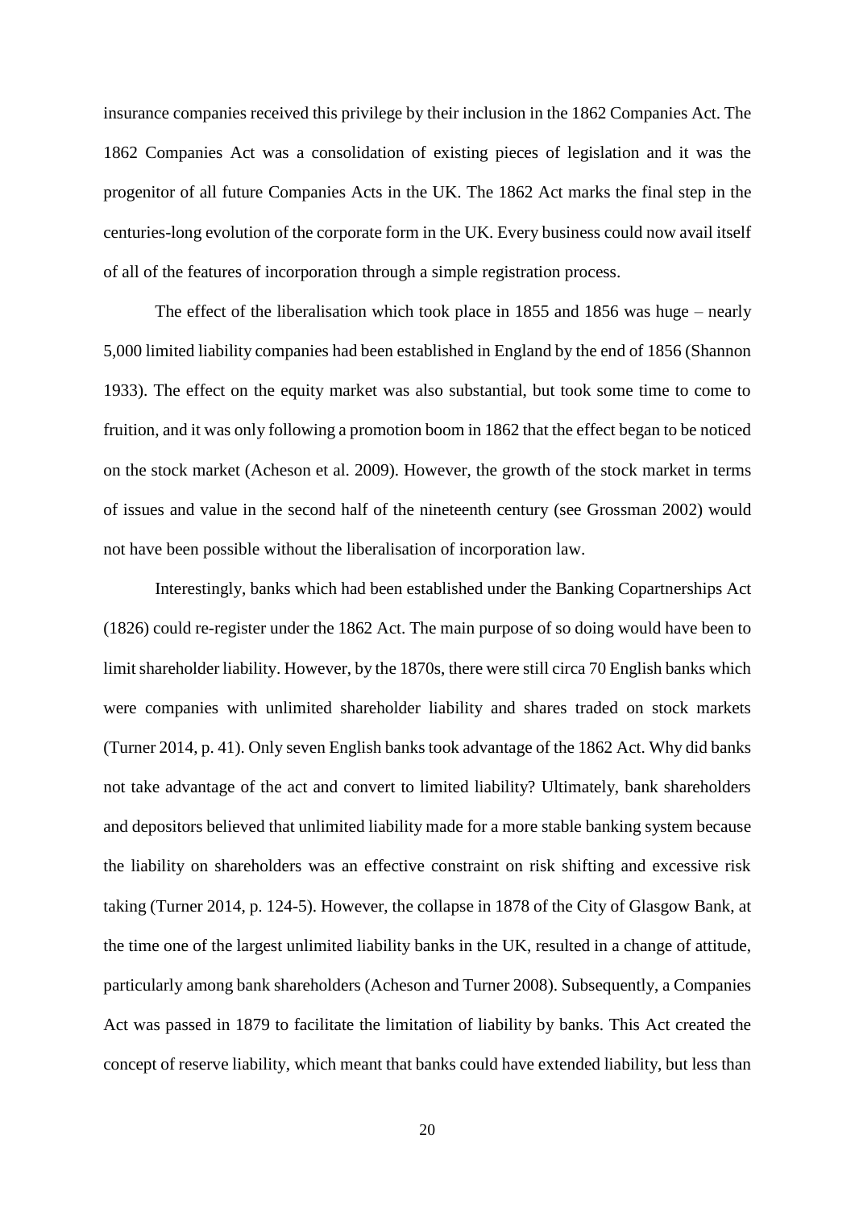insurance companies received this privilege by their inclusion in the 1862 Companies Act. The 1862 Companies Act was a consolidation of existing pieces of legislation and it was the progenitor of all future Companies Acts in the UK. The 1862 Act marks the final step in the centuries-long evolution of the corporate form in the UK. Every business could now avail itself of all of the features of incorporation through a simple registration process.

The effect of the liberalisation which took place in 1855 and 1856 was huge – nearly 5,000 limited liability companies had been established in England by the end of 1856 (Shannon 1933). The effect on the equity market was also substantial, but took some time to come to fruition, and it was only following a promotion boom in 1862 that the effect began to be noticed on the stock market (Acheson et al. 2009). However, the growth of the stock market in terms of issues and value in the second half of the nineteenth century (see Grossman 2002) would not have been possible without the liberalisation of incorporation law.

Interestingly, banks which had been established under the Banking Copartnerships Act (1826) could re-register under the 1862 Act. The main purpose of so doing would have been to limit shareholder liability. However, by the 1870s, there were still circa 70 English banks which were companies with unlimited shareholder liability and shares traded on stock markets (Turner 2014, p. 41). Only seven English banks took advantage of the 1862 Act. Why did banks not take advantage of the act and convert to limited liability? Ultimately, bank shareholders and depositors believed that unlimited liability made for a more stable banking system because the liability on shareholders was an effective constraint on risk shifting and excessive risk taking (Turner 2014, p. 124-5). However, the collapse in 1878 of the City of Glasgow Bank, at the time one of the largest unlimited liability banks in the UK, resulted in a change of attitude, particularly among bank shareholders (Acheson and Turner 2008). Subsequently, a Companies Act was passed in 1879 to facilitate the limitation of liability by banks. This Act created the concept of reserve liability, which meant that banks could have extended liability, but less than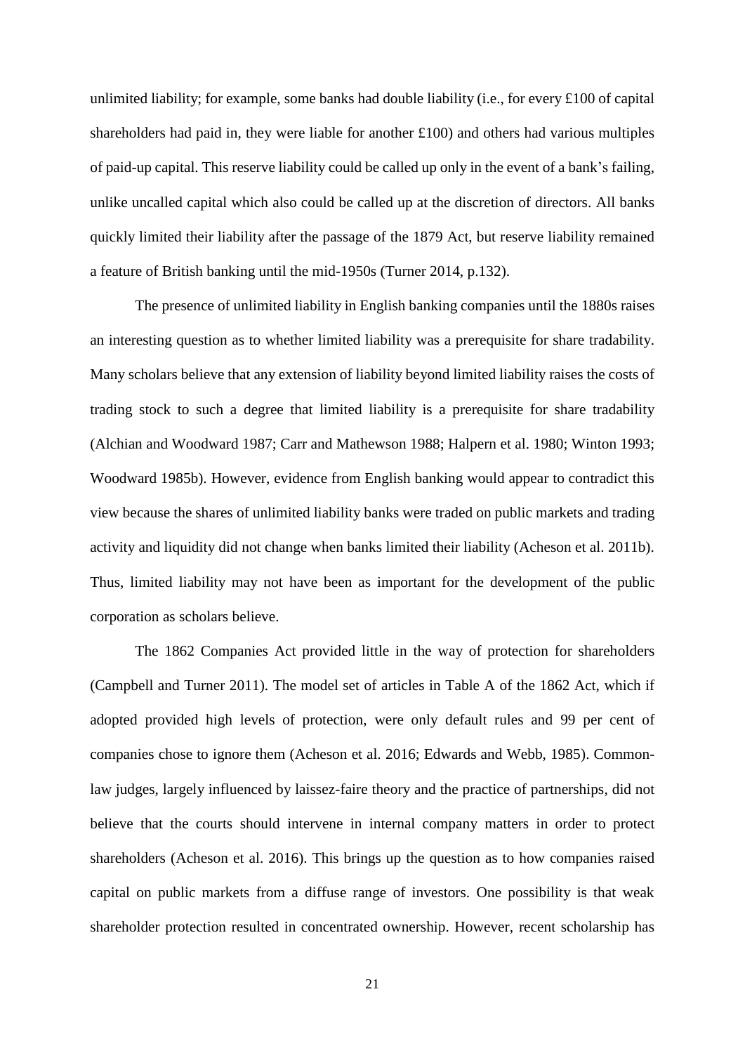unlimited liability; for example, some banks had double liability (i.e., for every £100 of capital shareholders had paid in, they were liable for another £100) and others had various multiples of paid-up capital. This reserve liability could be called up only in the event of a bank's failing, unlike uncalled capital which also could be called up at the discretion of directors. All banks quickly limited their liability after the passage of the 1879 Act, but reserve liability remained a feature of British banking until the mid-1950s (Turner 2014, p.132).

The presence of unlimited liability in English banking companies until the 1880s raises an interesting question as to whether limited liability was a prerequisite for share tradability. Many scholars believe that any extension of liability beyond limited liability raises the costs of trading stock to such a degree that limited liability is a prerequisite for share tradability (Alchian and Woodward 1987; Carr and Mathewson 1988; Halpern et al. 1980; Winton 1993; Woodward 1985b). However, evidence from English banking would appear to contradict this view because the shares of unlimited liability banks were traded on public markets and trading activity and liquidity did not change when banks limited their liability (Acheson et al. 2011b). Thus, limited liability may not have been as important for the development of the public corporation as scholars believe.

The 1862 Companies Act provided little in the way of protection for shareholders (Campbell and Turner 2011). The model set of articles in Table A of the 1862 Act, which if adopted provided high levels of protection, were only default rules and 99 per cent of companies chose to ignore them (Acheson et al. 2016; Edwards and Webb, 1985). Common-law judges, largely influenced by laissez-faire theory and the practice of partnerships, did not believe that the courts should intervene in internal company matters in order to protect shareholders (Acheson et al. 2016). This brings up the question as to how companies raised capital on public markets from a diffuse range of investors. One possibility is that weak shareholder protection resulted in concentrated ownership. However, recent scholarship has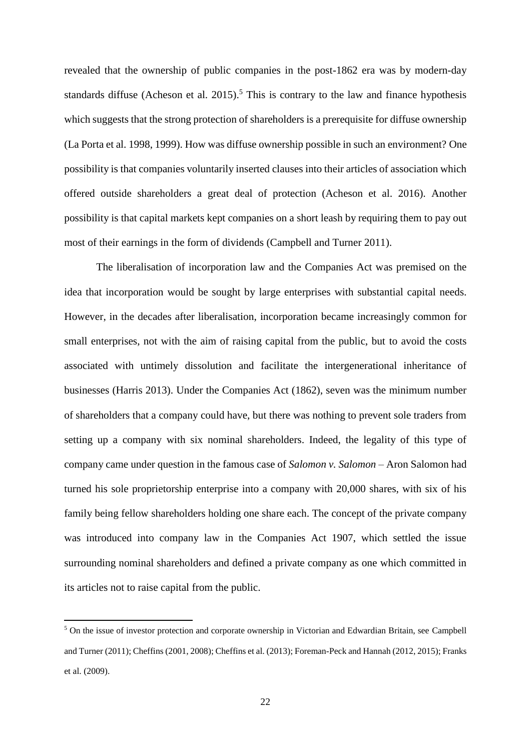revealed that the ownership of public companies in the post-1862 era was by modern-day standards diffuse (Acheson et al. 2015).[5] This is contrary to the law and finance hypothesis which suggests that the strong protection of shareholders is a prerequisite for diffuse ownership (La Porta et al. 1998, 1999). How was diffuse ownership possible in such an environment? One possibility is that companies voluntarily inserted clauses into their articles of association which offered outside shareholders a great deal of protection (Acheson et al. 2016). Another possibility is that capital markets kept companies on a short leash by requiring them to pay out most of their earnings in the form of dividends (Campbell and Turner 2011).

The liberalisation of incorporation law and the Companies Act was premised on the idea that incorporation would be sought by large enterprises with substantial capital needs. However, in the decades after liberalisation, incorporation became increasingly common for small enterprises, not with the aim of raising capital from the public, but to avoid the costs associated with untimely dissolution and facilitate the intergenerational inheritance of businesses (Harris 2013). Under the Companies Act (1862), seven was the minimum number of shareholders that a company could have, but there was nothing to prevent sole traders from setting up a company with six nominal shareholders. Indeed, the legality of this type of company came under question in the famous case of *Salomon v. Salomon* – Aron Salomon had turned his sole proprietorship enterprise into a company with 20,000 shares, with six of his family being fellow shareholders holding one share each. The concept of the private company was introduced into company law in the Companies Act 1907, which settled the issue surrounding nominal shareholders and defined a private company as one which committed in its articles not to raise capital from the public.

---

[5] On the issue of investor protection and corporate ownership in Victorian and Edwardian Britain, see Campbell and Turner (2011); Cheffins (2001, 2008); Cheffins et al. (2013); Foreman-Peck and Hannah (2012, 2015); Franks et al. (2009).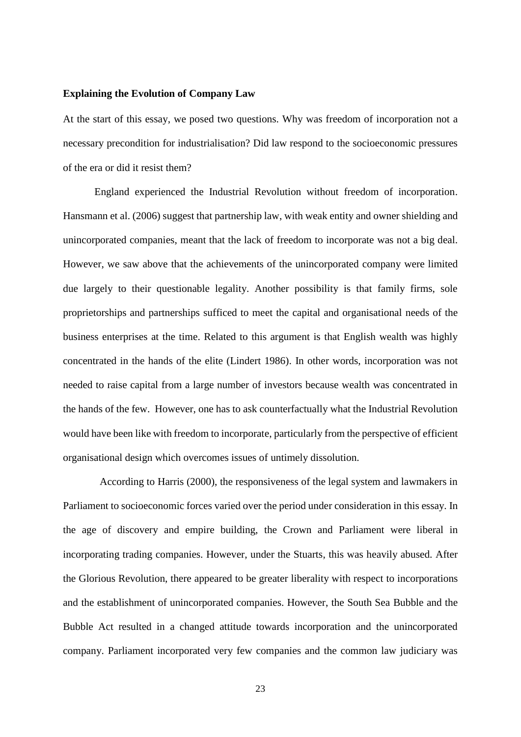**Explaining the Evolution of Company Law**

At the start of this essay, we posed two questions. Why was freedom of incorporation not a necessary precondition for industrialisation? Did law respond to the socioeconomic pressures of the era or did it resist them?

England experienced the Industrial Revolution without freedom of incorporation. Hansmann et al. (2006) suggest that partnership law, with weak entity and owner shielding and unincorporated companies, meant that the lack of freedom to incorporate was not a big deal. However, we saw above that the achievements of the unincorporated company were limited due largely to their questionable legality. Another possibility is that family firms, sole proprietorships and partnerships sufficed to meet the capital and organisational needs of the business enterprises at the time. Related to this argument is that English wealth was highly concentrated in the hands of the elite (Lindert 1986). In other words, incorporation was not needed to raise capital from a large number of investors because wealth was concentrated in the hands of the few. However, one has to ask counterfactually what the Industrial Revolution would have been like with freedom to incorporate, particularly from the perspective of efficient organisational design which overcomes issues of untimely dissolution.

According to Harris (2000), the responsiveness of the legal system and lawmakers in Parliament to socioeconomic forces varied over the period under consideration in this essay. In the age of discovery and empire building, the Crown and Parliament were liberal in incorporating trading companies. However, under the Stuarts, this was heavily abused. After the Glorious Revolution, there appeared to be greater liberality with respect to incorporations and the establishment of unincorporated companies. However, the South Sea Bubble and the Bubble Act resulted in a changed attitude towards incorporation and the unincorporated company. Parliament incorporated very few companies and the common law judiciary was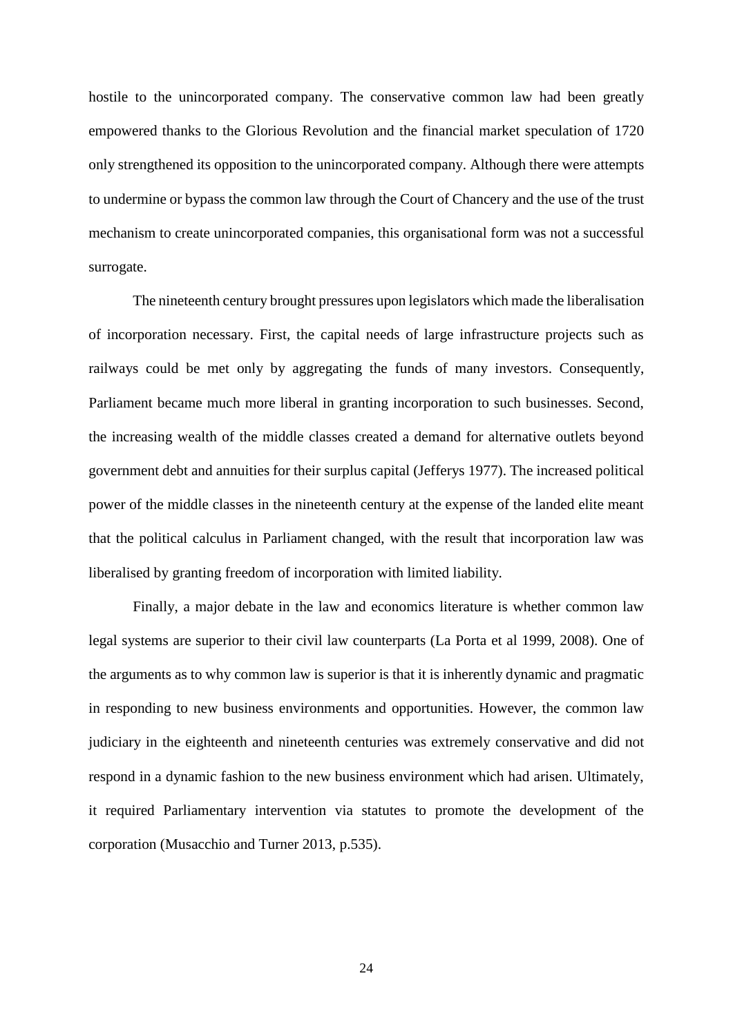hostile to the unincorporated company. The conservative common law had been greatly empowered thanks to the Glorious Revolution and the financial market speculation of 1720 only strengthened its opposition to the unincorporated company. Although there were attempts to undermine or bypass the common law through the Court of Chancery and the use of the trust mechanism to create unincorporated companies, this organisational form was not a successful surrogate.

The nineteenth century brought pressures upon legislators which made the liberalisation of incorporation necessary. First, the capital needs of large infrastructure projects such as railways could be met only by aggregating the funds of many investors. Consequently, Parliament became much more liberal in granting incorporation to such businesses. Second, the increasing wealth of the middle classes created a demand for alternative outlets beyond government debt and annuities for their surplus capital (Jefferys 1977). The increased political power of the middle classes in the nineteenth century at the expense of the landed elite meant that the political calculus in Parliament changed, with the result that incorporation law was liberalised by granting freedom of incorporation with limited liability.

Finally, a major debate in the law and economics literature is whether common law legal systems are superior to their civil law counterparts (La Porta et al 1999, 2008). One of the arguments as to why common law is superior is that it is inherently dynamic and pragmatic in responding to new business environments and opportunities. However, the common law judiciary in the eighteenth and nineteenth centuries was extremely conservative and did not respond in a dynamic fashion to the new business environment which had arisen. Ultimately, it required Parliamentary intervention via statutes to promote the development of the corporation (Musacchio and Turner 2013, p.535).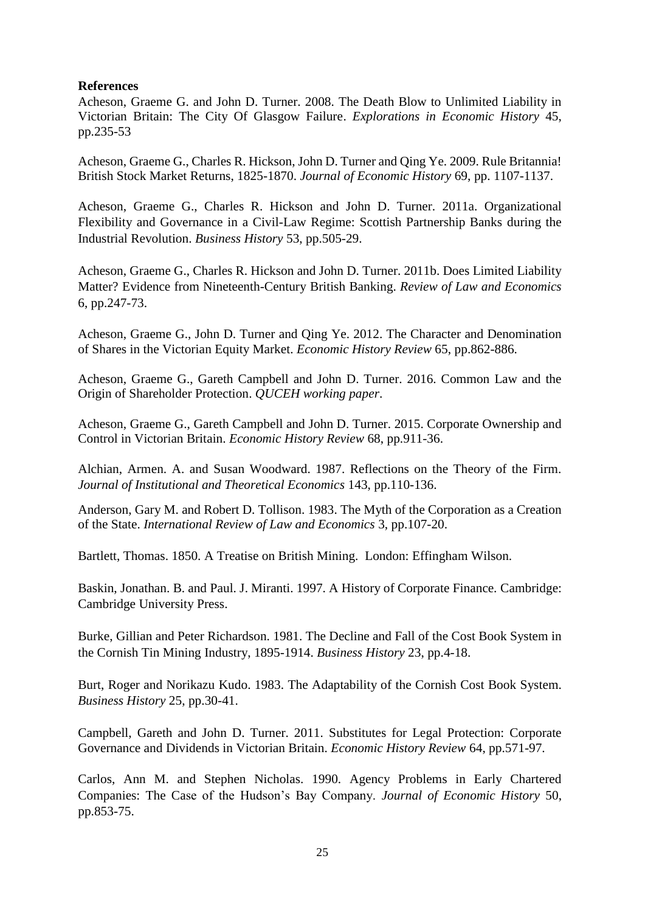**References**

Acheson, Graeme G. and John D. Turner. 2008. The Death Blow to Unlimited Liability in Victorian Britain: The City Of Glasgow Failure. *Explorations in Economic History* 45, pp.235-53

Acheson, Graeme G., Charles R. Hickson, John D. Turner and Qing Ye. 2009. Rule Britannia! British Stock Market Returns, 1825-1870. *Journal of Economic History* 69, pp. 1107-1137.

Acheson, Graeme G., Charles R. Hickson and John D. Turner. 2011a. Organizational Flexibility and Governance in a Civil-Law Regime: Scottish Partnership Banks during the Industrial Revolution. *Business History* 53, pp.505-29.

Acheson, Graeme G., Charles R. Hickson and John D. Turner. 2011b. Does Limited Liability Matter? Evidence from Nineteenth-Century British Banking. *Review of Law and Economics* 6, pp.247-73.

Acheson, Graeme G., John D. Turner and Qing Ye. 2012. The Character and Denomination of Shares in the Victorian Equity Market. *Economic History Review* 65, pp.862-886.

Acheson, Graeme G., Gareth Campbell and John D. Turner. 2016. Common Law and the Origin of Shareholder Protection. *QUCEH working paper*.

Acheson, Graeme G., Gareth Campbell and John D. Turner. 2015. Corporate Ownership and Control in Victorian Britain. *Economic History Review* 68, pp.911-36.

Alchian, Armen. A. and Susan Woodward. 1987. Reflections on the Theory of the Firm. *Journal of Institutional and Theoretical Economics* 143, pp.110-136.

Anderson, Gary M. and Robert D. Tollison. 1983. The Myth of the Corporation as a Creation of the State. *International Review of Law and Economics* 3, pp.107-20.

Bartlett, Thomas. 1850. A Treatise on British Mining. London: Effingham Wilson.

Baskin, Jonathan. B. and Paul. J. Miranti. 1997. A History of Corporate Finance. Cambridge: Cambridge University Press.

Burke, Gillian and Peter Richardson. 1981. The Decline and Fall of the Cost Book System in the Cornish Tin Mining Industry, 1895-1914. *Business History* 23, pp.4-18.

Burt, Roger and Norikazu Kudo. 1983. The Adaptability of the Cornish Cost Book System. *Business History* 25, pp.30-41.

Campbell, Gareth and John D. Turner. 2011. Substitutes for Legal Protection: Corporate Governance and Dividends in Victorian Britain. *Economic History Review* 64, pp.571-97.

Carlos, Ann M. and Stephen Nicholas. 1990. Agency Problems in Early Chartered Companies: The Case of the Hudson's Bay Company. *Journal of Economic History* 50, pp.853-75.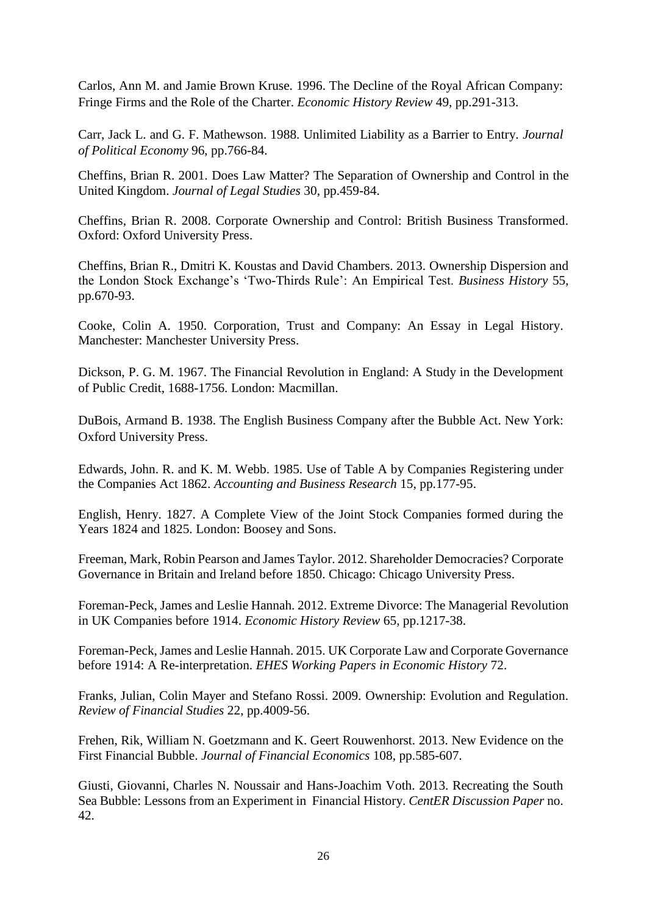Carlos, Ann M. and Jamie Brown Kruse. 1996. The Decline of the Royal African Company: Fringe Firms and the Role of the Charter. *Economic History Review* 49, pp.291-313.

Carr, Jack L. and G. F. Mathewson. 1988. Unlimited Liability as a Barrier to Entry. *Journal of Political Economy* 96, pp.766-84.

Cheffins, Brian R. 2001. Does Law Matter? The Separation of Ownership and Control in the United Kingdom. *Journal of Legal Studies* 30, pp.459-84.

Cheffins, Brian R. 2008. Corporate Ownership and Control: British Business Transformed. Oxford: Oxford University Press.

Cheffins, Brian R., Dmitri K. Koustas and David Chambers. 2013. Ownership Dispersion and the London Stock Exchange's 'Two-Thirds Rule': An Empirical Test. *Business History* 55, pp.670-93.

Cooke, Colin A. 1950. Corporation, Trust and Company: An Essay in Legal History. Manchester: Manchester University Press.

Dickson, P. G. M. 1967. The Financial Revolution in England: A Study in the Development of Public Credit, 1688-1756. London: Macmillan.

DuBois, Armand B. 1938. The English Business Company after the Bubble Act. New York: Oxford University Press.

Edwards, John. R. and K. M. Webb. 1985. Use of Table A by Companies Registering under the Companies Act 1862. *Accounting and Business Research* 15, pp.177-95.

English, Henry. 1827. A Complete View of the Joint Stock Companies formed during the Years 1824 and 1825. London: Boosey and Sons.

Freeman, Mark, Robin Pearson and James Taylor. 2012. Shareholder Democracies? Corporate Governance in Britain and Ireland before 1850. Chicago: Chicago University Press.

Foreman-Peck, James and Leslie Hannah. 2012. Extreme Divorce: The Managerial Revolution in UK Companies before 1914. *Economic History Review* 65, pp.1217-38.

Foreman-Peck, James and Leslie Hannah. 2015. UK Corporate Law and Corporate Governance before 1914: A Re-interpretation. *EHES Working Papers in Economic History* 72.

Franks, Julian, Colin Mayer and Stefano Rossi. 2009. Ownership: Evolution and Regulation. *Review of Financial Studies* 22, pp.4009-56.

Frehen, Rik, William N. Goetzmann and K. Geert Rouwenhorst. 2013. New Evidence on the First Financial Bubble. *Journal of Financial Economics* 108, pp.585-607.

Giusti, Giovanni, Charles N. Noussair and Hans-Joachim Voth. 2013. Recreating the South Sea Bubble: Lessons from an Experiment in Financial History. *CentER Discussion Paper* no. 42.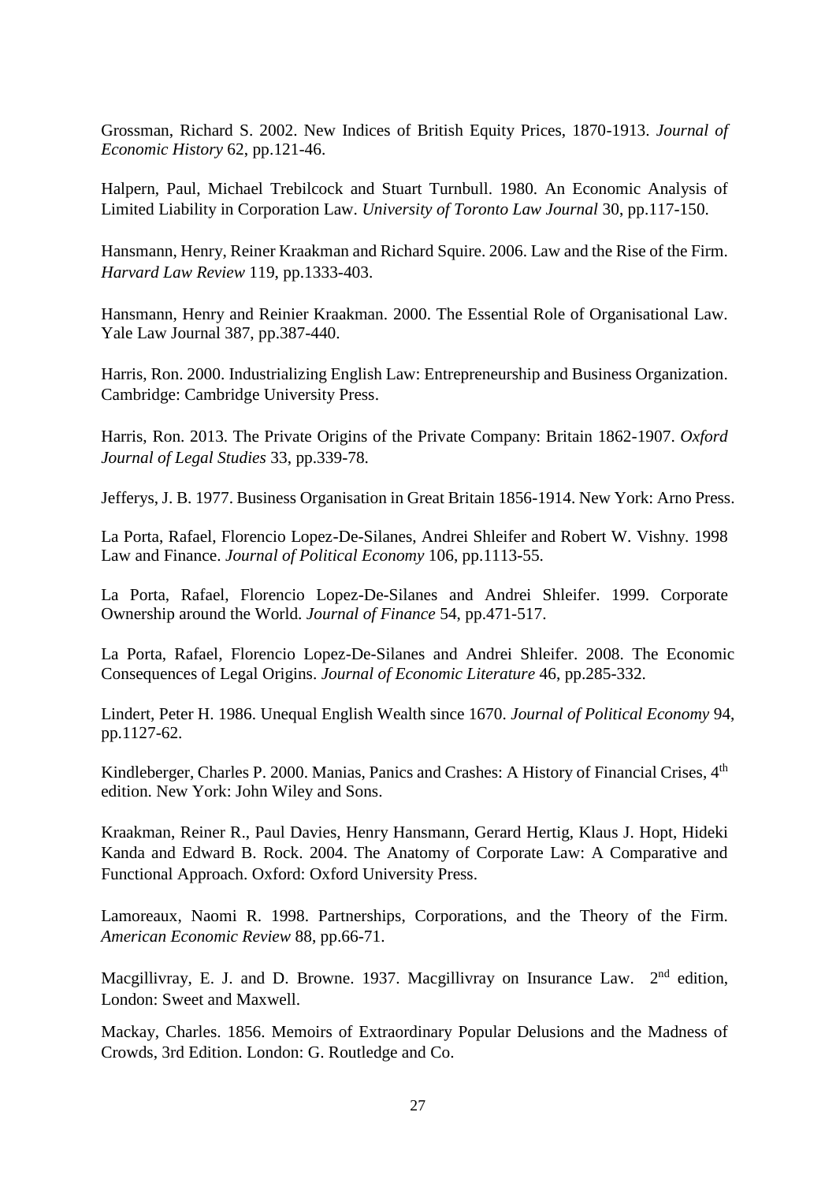Grossman, Richard S. 2002. New Indices of British Equity Prices, 1870-1913. *Journal of Economic History* 62, pp.121-46.

Halpern, Paul, Michael Trebilcock and Stuart Turnbull. 1980. An Economic Analysis of Limited Liability in Corporation Law. *University of Toronto Law Journal* 30, pp.117-150.

Hansmann, Henry, Reiner Kraakman and Richard Squire. 2006. Law and the Rise of the Firm. *Harvard Law Review* 119, pp.1333-403.

Hansmann, Henry and Reinier Kraakman. 2000. The Essential Role of Organisational Law. Yale Law Journal 387, pp.387-440.

Harris, Ron. 2000. Industrializing English Law: Entrepreneurship and Business Organization. Cambridge: Cambridge University Press.

Harris, Ron. 2013. The Private Origins of the Private Company: Britain 1862-1907. *Oxford Journal of Legal Studies* 33, pp.339-78.

Jefferys, J. B. 1977. Business Organisation in Great Britain 1856-1914. New York: Arno Press.

La Porta, Rafael, Florencio Lopez-De-Silanes, Andrei Shleifer and Robert W. Vishny. 1998 Law and Finance. *Journal of Political Economy* 106, pp.1113-55.

La Porta, Rafael, Florencio Lopez-De-Silanes and Andrei Shleifer. 1999. Corporate Ownership around the World. *Journal of Finance* 54, pp.471-517.

La Porta, Rafael, Florencio Lopez-De-Silanes and Andrei Shleifer. 2008. The Economic Consequences of Legal Origins. *Journal of Economic Literature* 46, pp.285-332.

Lindert, Peter H. 1986. Unequal English Wealth since 1670. *Journal of Political Economy* 94, pp.1127-62.

Kindleberger, Charles P. 2000. Manias, Panics and Crashes: A History of Financial Crises, 4th edition. New York: John Wiley and Sons.

Kraakman, Reiner R., Paul Davies, Henry Hansmann, Gerard Hertig, Klaus J. Hopt, Hideki Kanda and Edward B. Rock. 2004. The Anatomy of Corporate Law: A Comparative and Functional Approach. Oxford: Oxford University Press.

Lamoreaux, Naomi R. 1998. Partnerships, Corporations, and the Theory of the Firm. *American Economic Review* 88, pp.66-71.

Macgillivray, E. J. and D. Browne. 1937. Macgillivray on Insurance Law. 2nd edition, London: Sweet and Maxwell.

Mackay, Charles. 1856. Memoirs of Extraordinary Popular Delusions and the Madness of Crowds, 3rd Edition. London: G. Routledge and Co.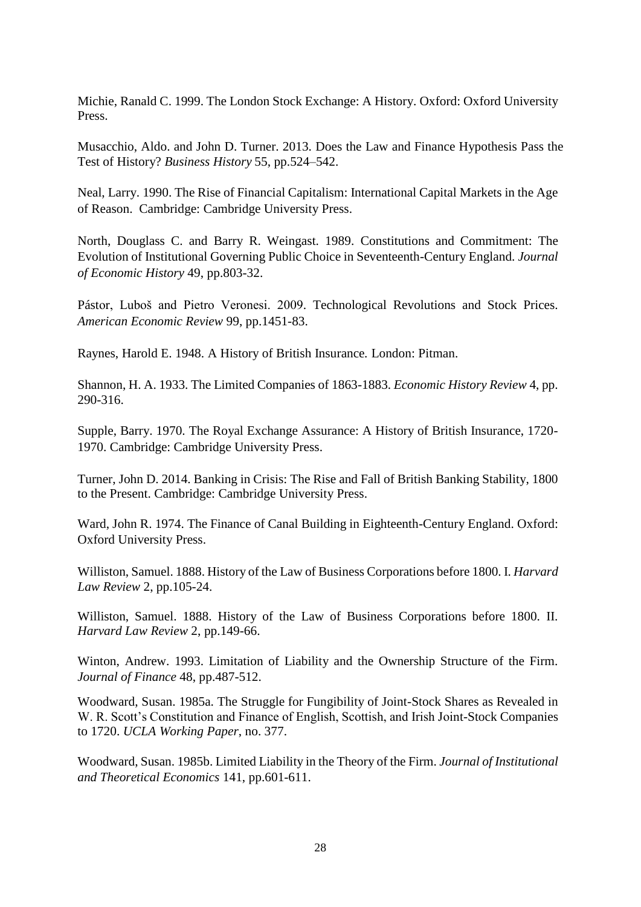Michie, Ranald C. 1999. The London Stock Exchange: A History. Oxford: Oxford University Press.

Musacchio, Aldo. and John D. Turner. 2013. Does the Law and Finance Hypothesis Pass the Test of History? *Business History* 55, pp.524–542.

Neal, Larry. 1990. The Rise of Financial Capitalism: International Capital Markets in the Age of Reason. Cambridge: Cambridge University Press.

North, Douglass C. and Barry R. Weingast. 1989. Constitutions and Commitment: The Evolution of Institutional Governing Public Choice in Seventeenth-Century England. *Journal of Economic History* 49, pp.803-32.

Pástor, Luboš and Pietro Veronesi. 2009. Technological Revolutions and Stock Prices. *American Economic Review* 99, pp.1451-83.

Raynes, Harold E. 1948. A History of British Insurance. London: Pitman.

Shannon, H. A. 1933. The Limited Companies of 1863-1883. *Economic History Review* 4, pp. 290-316.

Supple, Barry. 1970. The Royal Exchange Assurance: A History of British Insurance, 1720-1970. Cambridge: Cambridge University Press.

Turner, John D. 2014. Banking in Crisis: The Rise and Fall of British Banking Stability, 1800 to the Present. Cambridge: Cambridge University Press.

Ward, John R. 1974. The Finance of Canal Building in Eighteenth-Century England. Oxford: Oxford University Press.

Williston, Samuel. 1888. History of the Law of Business Corporations before 1800. I. *Harvard Law Review* 2, pp.105-24.

Williston, Samuel. 1888. History of the Law of Business Corporations before 1800. II. *Harvard Law Review* 2, pp.149-66.

Winton, Andrew. 1993. Limitation of Liability and the Ownership Structure of the Firm. *Journal of Finance* 48, pp.487-512.

Woodward, Susan. 1985a. The Struggle for Fungibility of Joint-Stock Shares as Revealed in W. R. Scott's Constitution and Finance of English, Scottish, and Irish Joint-Stock Companies to 1720. *UCLA Working Paper*, no. 377.

Woodward, Susan. 1985b. Limited Liability in the Theory of the Firm. *Journal of Institutional and Theoretical Economics* 141, pp.601-611.